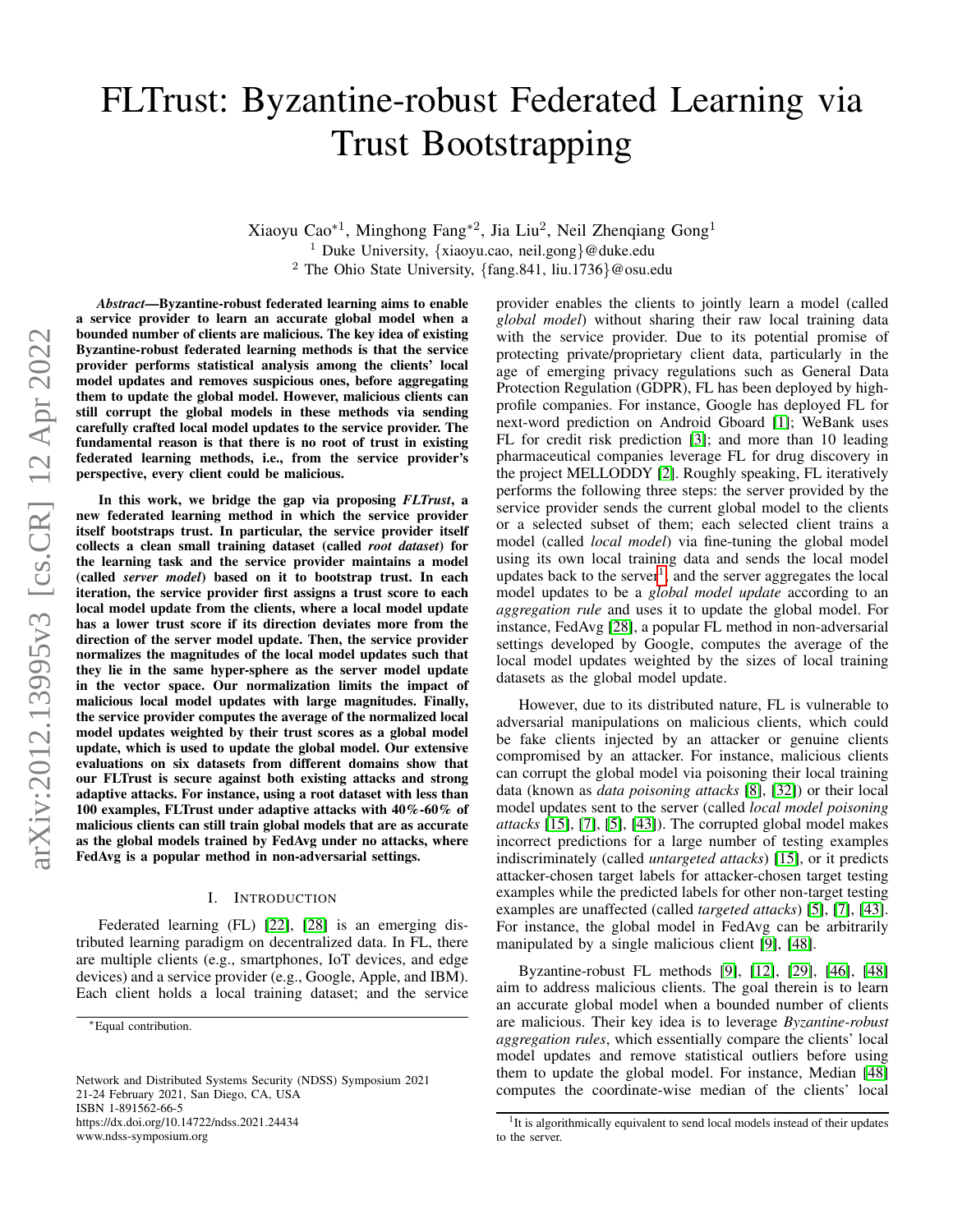# FLTrust: Byzantine-robust Federated Learning via Trust Bootstrapping

Xiaoyu Cao*[1], Minghong Fang*[2], Jia Liu[2], Neil Zhenqiang Gong[1]

[1] Duke University, {xiaoyu.cao, neil.gong}@duke.edu

[2] The Ohio State University, {fang.841, liu.1736}@osu.edu

***Abstract*—Byzantine-robust federated learning aims to enable a service provider to learn an accurate global model when a bounded number of clients are malicious. The key idea of existing Byzantine-robust federated learning methods is that the service provider performs statistical analysis among the clients' local model updates and removes suspicious ones, before aggregating them to update the global model. However, malicious clients can still corrupt the global models in these methods via sending carefully crafted local model updates to the service provider. The fundamental reason is that there is no root of trust in existing federated learning methods, i.e., from the service provider's perspective, every client could be malicious.**

**In this work, we bridge the gap via proposing *FLTrust*, a new federated learning method in which the service provider itself bootstraps trust. In particular, the service provider itself collects a clean small training dataset (called *root dataset*) for the learning task and the service provider maintains a model (called *server model*) based on it to bootstrap trust. In each iteration, the service provider first assigns a trust score to each local model update from the clients, where a local model update has a lower trust score if its direction deviates more from the direction of the server model update. Then, the service provider normalizes the magnitudes of the local model updates such that they lie in the same hyper-sphere as the server model update in the vector space. Our normalization limits the impact of malicious local model updates with large magnitudes. Finally, the service provider computes the average of the normalized local model updates weighted by their trust scores as a global model update, which is used to update the global model. Our extensive evaluations on six datasets from different domains show that our FLTrust is secure against both existing attacks and strong adaptive attacks. For instance, using a root dataset with less than 100 examples, FLTrust under adaptive attacks with 40%-60% of malicious clients can still train global models that are as accurate as the global models trained by FedAvg under no attacks, where FedAvg is a popular method in non-adversarial settings.**

## I. Introduction

Federated learning (FL) [22], [28] is an emerging distributed learning paradigm on decentralized data. In FL, there are multiple clients (e.g., smartphones, IoT devices, and edge devices) and a service provider (e.g., Google, Apple, and IBM). Each client holds a local training dataset; and the service provider enables the clients to jointly learn a model (called *global model*) without sharing their raw local training data with the service provider. Due to its potential promise of protecting private/proprietary client data, particularly in the age of emerging privacy regulations such as General Data Protection Regulation (GDPR), FL has been deployed by high-profile companies. For instance, Google has deployed FL for next-word prediction on Android Gboard [1]; WeBank uses FL for credit risk prediction [3]; and more than 10 leading pharmaceutical companies leverage FL for drug discovery in the project MELLODDY [2]. Roughly speaking, FL iteratively performs the following three steps: the server provided by the service provider sends the current global model to the clients or a selected subset of them; each selected client trains a model (called *local model*) via fine-tuning the global model using its own local training data and sends the local model updates back to the server[1]; and the server aggregates the local model updates to be a *global model update* according to an *aggregation rule* and uses it to update the global model. For instance, FedAvg [28], a popular FL method in non-adversarial settings developed by Google, computes the average of the local model updates weighted by the sizes of local training datasets as the global model update.

However, due to its distributed nature, FL is vulnerable to adversarial manipulations on malicious clients, which could be fake clients injected by an attacker or genuine clients compromised by an attacker. For instance, malicious clients can corrupt the global model via poisoning their local training data (known as *data poisoning attacks* [8], [32]) or their local model updates sent to the server (called *local model poisoning attacks* [15], [7], [5], [43]). The corrupted global model makes incorrect predictions for a large number of testing examples indiscriminately (called *untargeted attacks*) [15], or it predicts attacker-chosen target labels for attacker-chosen target testing examples while the predicted labels for other non-target testing examples are unaffected (called *targeted attacks*) [5], [7], [43]. For instance, the global model in FedAvg can be arbitrarily manipulated by a single malicious client [9], [48].

Byzantine-robust FL methods [9], [12], [29], [46], [48] aim to address malicious clients. The goal therein is to learn an accurate global model when a bounded number of clients are malicious. Their key idea is to leverage *Byzantine-robust aggregation rules*, which essentially compare the clients' local model updates and remove statistical outliers before using them to update the global model. For instance, Median [48] computes the coordinate-wise median of the clients' local

*Equal contribution.

[1]It is algorithmically equivalent to send local models instead of their updates to the server.

Network and Distributed Systems Security (NDSS) Symposium 2021
21-24 February 2021, San Diego, CA, USA
ISBN 1-891562-66-5
https://dx.doi.org/10.14722/ndss.2021.24434
www.ndss-symposium.org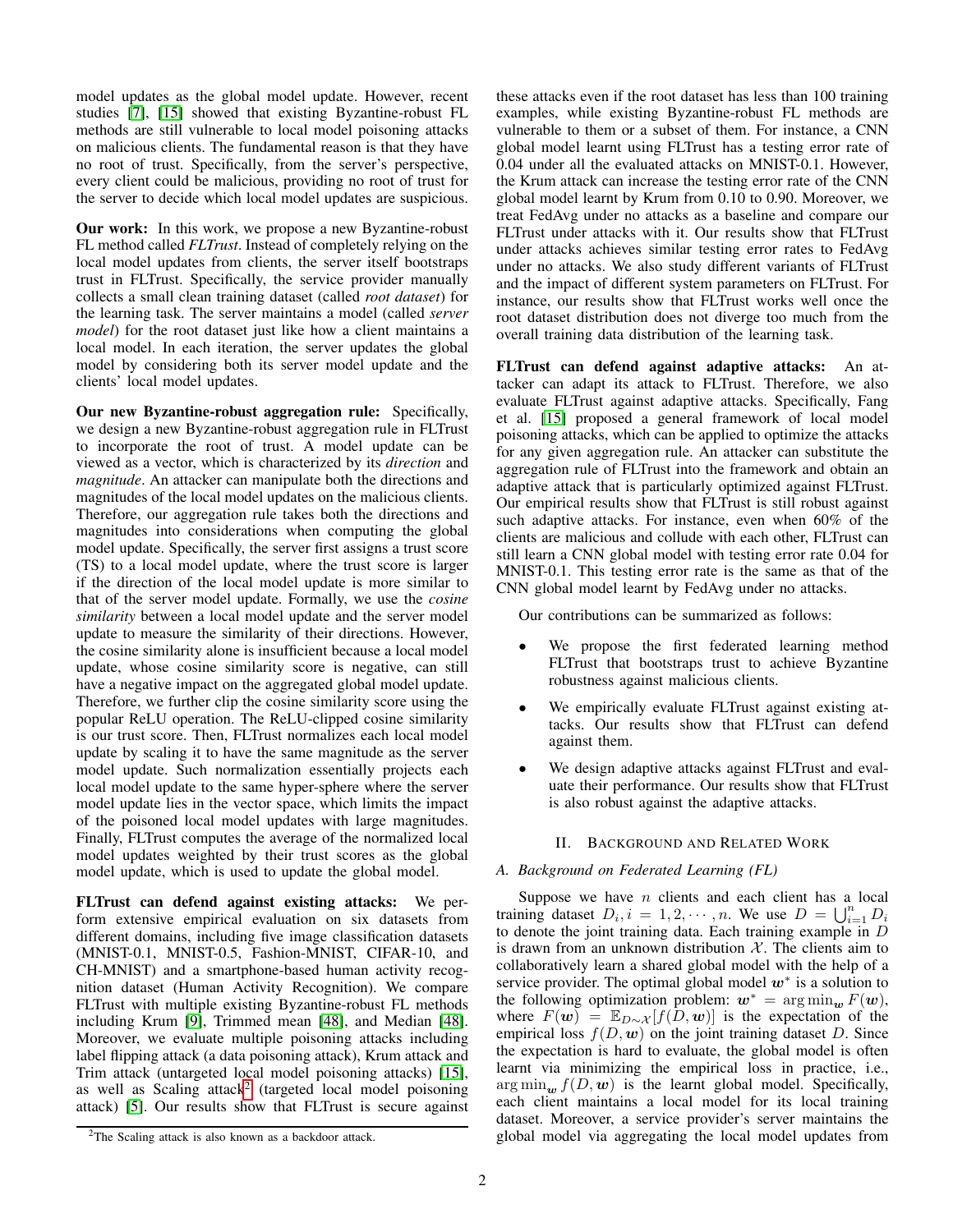model updates as the global model update. However, recent studies [7], [15] showed that existing Byzantine-robust FL methods are still vulnerable to local model poisoning attacks on malicious clients. The fundamental reason is that they have no root of trust. Specifically, from the server's perspective, every client could be malicious, providing no root of trust for the server to decide which local model updates are suspicious.

**Our work:** In this work, we propose a new Byzantine-robust FL method called *FLTrust*. Instead of completely relying on the local model updates from clients, the server itself bootstraps trust in FLTrust. Specifically, the service provider manually collects a small clean training dataset (called *root dataset*) for the learning task. The server maintains a model (called *server model*) for the root dataset just like how a client maintains a local model. In each iteration, the server updates the global model by considering both its server model update and the clients' local model updates.

**Our new Byzantine-robust aggregation rule:** Specifically, we design a new Byzantine-robust aggregation rule in FLTrust to incorporate the root of trust. A model update can be viewed as a vector, which is characterized by its *direction* and *magnitude*. An attacker can manipulate both the directions and magnitudes of the local model updates on the malicious clients. Therefore, our aggregation rule takes both the directions and magnitudes into considerations when computing the global model update. Specifically, the server first assigns a trust score (TS) to a local model update, where the trust score is larger if the direction of the local model update is more similar to that of the server model update. Formally, we use the *cosine similarity* between a local model update and the server model update to measure the similarity of their directions. However, the cosine similarity alone is insufficient because a local model update, whose cosine similarity score is negative, can still have a negative impact on the aggregated global model update. Therefore, we further clip the cosine similarity score using the popular ReLU operation. The ReLU-clipped cosine similarity is our trust score. Then, FLTrust normalizes each local model update by scaling it to have the same magnitude as the server model update. Such normalization essentially projects each local model update to the same hyper-sphere where the server model update lies in the vector space, which limits the impact of the poisoned local model updates with large magnitudes. Finally, FLTrust computes the average of the normalized local model updates weighted by their trust scores as the global model update, which is used to update the global model.

**FLTrust can defend against existing attacks:** We perform extensive empirical evaluation on six datasets from different domains, including five image classification datasets (MNIST-0.1, MNIST-0.5, Fashion-MNIST, CIFAR-10, and CH-MNIST) and a smartphone-based human activity recognition dataset (Human Activity Recognition). We compare FLTrust with multiple existing Byzantine-robust FL methods including Krum [9], Trimmed mean [48], and Median [48]. Moreover, we evaluate multiple poisoning attacks including label flipping attack (a data poisoning attack), Krum attack and Trim attack (untargeted local model poisoning attacks) [15], as well as Scaling attack[2] (targeted local model poisoning attack) [5]. Our results show that FLTrust is secure against these attacks even if the root dataset has less than 100 training examples, while existing Byzantine-robust FL methods are vulnerable to them or a subset of them. For instance, a CNN global model learnt using FLTrust has a testing error rate of 0.04 under all the evaluated attacks on MNIST-0.1. However, the Krum attack can increase the testing error rate of the CNN global model learnt by Krum from 0.10 to 0.90. Moreover, we treat FedAvg under no attacks as a baseline and compare our FLTrust under attacks with it. Our results show that FLTrust under attacks achieves similar testing error rates to FedAvg under no attacks. We also study different variants of FLTrust and the impact of different system parameters on FLTrust. For instance, our results show that FLTrust works well once the root dataset distribution does not diverge too much from the overall training data distribution of the learning task.

**FLTrust can defend against adaptive attacks:** An attacker can adapt its attack to FLTrust. Therefore, we also evaluate FLTrust against adaptive attacks. Specifically, Fang et al. [15] proposed a general framework of local model poisoning attacks, which can be applied to optimize the attacks for any given aggregation rule. An attacker can substitute the aggregation rule of FLTrust into the framework and obtain an adaptive attack that is particularly optimized against FLTrust. Our empirical results show that FLTrust is still robust against such adaptive attacks. For instance, even when 60% of the clients are malicious and collude with each other, FLTrust can still learn a CNN global model with testing error rate 0.04 for MNIST-0.1. This testing error rate is the same as that of the CNN global model learnt by FedAvg under no attacks.

Our contributions can be summarized as follows:

- We propose the first federated learning method FLTrust that bootstraps trust to achieve Byzantine robustness against malicious clients.
- We empirically evaluate FLTrust against existing attacks. Our results show that FLTrust can defend against them.
- We design adaptive attacks against FLTrust and evaluate their performance. Our results show that FLTrust is also robust against the adaptive attacks.

## II. Background and Related Work

### A. Background on Federated Learning (FL)

Suppose we have $n$ clients and each client has a local training dataset $D_i, i = 1, 2, \cdots, n$. We use $D = \bigcup_{i=1}^{n} D_i$ to denote the joint training data. Each training example in $D$ is drawn from an unknown distribution $\mathcal{X}$. The clients aim to collaboratively learn a shared global model with the help of a service provider. The optimal global model $\boldsymbol{w}^*$ is a solution to the following optimization problem: $\boldsymbol{w}^* = \arg\min_{\boldsymbol{w}} F(\boldsymbol{w})$, where $F(\boldsymbol{w}) = \mathbb{E}_{D \sim \mathcal{X}}[f(D, \boldsymbol{w})]$ is the expectation of the empirical loss $f(D, \boldsymbol{w})$ on the joint training dataset $D$. Since the expectation is hard to evaluate, the global model is often learnt via minimizing the empirical loss in practice, i.e., $\arg\min_{\boldsymbol{w}} f(D, \boldsymbol{w})$ is the learnt global model. Specifically, each client maintains a local model for its local training dataset. Moreover, a service provider's server maintains the global model via aggregating the local model updates from

[2]The Scaling attack is also known as a backdoor attack.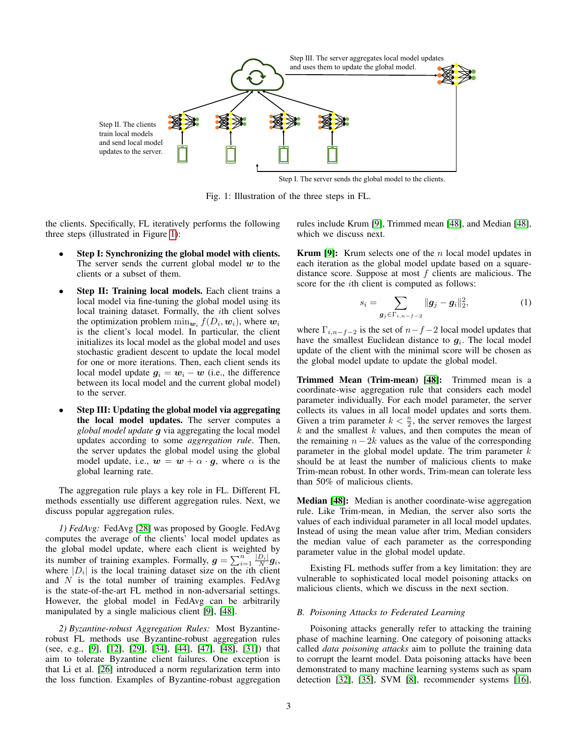Step III. The server aggregates local model updates and uses them to update the global model.

Step II. The clients train local models and send local model updates to the server.

Step I. The server sends the global model to the clients.

Fig. 1: Illustration of the three steps in FL.

the clients. Specifically, FL iteratively performs the following three steps (illustrated in Figure 1):

- **Step I: Synchronizing the global model with clients.** The server sends the current global model $\boldsymbol{w}$ to the clients or a subset of them.
- **Step II: Training local models.** Each client trains a local model via fine-tuning the global model using its local training dataset. Formally, the $i$th client solves the optimization problem $\min_{\boldsymbol{w}_i} f(D_i, \boldsymbol{w}_i)$, where $\boldsymbol{w}_i$ is the client's local model. In particular, the client initializes its local model as the global model and uses stochastic gradient descent to update the local model for one or more iterations. Then, each client sends its local model update $\boldsymbol{g}_i = \boldsymbol{w}_i - \boldsymbol{w}$ (i.e., the difference between its local model and the current global model) to the server.
- **Step III: Updating the global model via aggregating the local model updates.** The server computes a *global model update* $\boldsymbol{g}$ via aggregating the local model updates according to some *aggregation rule*. Then, the server updates the global model using the global model update, i.e., $\boldsymbol{w} = \boldsymbol{w} + \alpha \cdot \boldsymbol{g}$, where $\alpha$ is the global learning rate.

The aggregation rule plays a key role in FL. Different FL methods essentially use different aggregation rules. Next, we discuss popular aggregation rules.

*1) FedAvg:* FedAvg [28] was proposed by Google. FedAvg computes the average of the clients' local model updates as the global model update, where each client is weighted by its number of training examples. Formally, $\boldsymbol{g} = \sum_{i=1}^{n} \frac{|D_i|}{N} \boldsymbol{g}_i$, where $|D_i|$ is the local training dataset size on the $i$th client and $N$ is the total number of training examples. FedAvg is the state-of-the-art FL method in non-adversarial settings. However, the global model in FedAvg can be arbitrarily manipulated by a single malicious client [9], [48].

*2) Byzantine-robust Aggregation Rules:* Most Byzantine-robust FL methods use Byzantine-robust aggregation rules (see, e.g., [9], [12], [29], [34], [44], [47], [48], [31]) that aim to tolerate Byzantine client failures. One exception is that Li et al. [26] introduced a norm regularization term into the loss function. Examples of Byzantine-robust aggregation rules include Krum [9], Trimmed mean [48], and Median [48], which we discuss next.

**Krum [9]:** Krum selects one of the $n$ local model updates in each iteration as the global model update based on a square-distance score. Suppose at most $f$ clients are malicious. The score for the $i$th client is computed as follows:

$$s_i = \sum_{\boldsymbol{g}_j \in \Gamma_{i,n-f-2}} \|\boldsymbol{g}_j - \boldsymbol{g}_i\|_2^2, \tag{1}$$

where $\Gamma_{i,n-f-2}$ is the set of $n-f-2$ local model updates that have the smallest Euclidean distance to $\boldsymbol{g}_i$. The local model update of the client with the minimal score will be chosen as the global model update to update the global model.

**Trimmed Mean (Trim-mean) [48]:** Trimmed mean is a coordinate-wise aggregation rule that considers each model parameter individually. For each model parameter, the server collects its values in all local model updates and sorts them. Given a trim parameter $k < \frac{n}{2}$, the server removes the largest $k$ and the smallest $k$ values, and then computes the mean of the remaining $n-2k$ values as the value of the corresponding parameter in the global model update. The trim parameter $k$ should be at least the number of malicious clients to make Trim-mean robust. In other words, Trim-mean can tolerate less than 50% of malicious clients.

**Median [48]:** Median is another coordinate-wise aggregation rule. Like Trim-mean, in Median, the server also sorts the values of each individual parameter in all local model updates. Instead of using the mean value after trim, Median considers the median value of each parameter as the corresponding parameter value in the global model update.

Existing FL methods suffer from a key limitation: they are vulnerable to sophisticated local model poisoning attacks on malicious clients, which we discuss in the next section.

### B. Poisoning Attacks to Federated Learning

Poisoning attacks generally refer to attacking the training phase of machine learning. One category of poisoning attacks called *data poisoning attacks* aim to pollute the training data to corrupt the learnt model. Data poisoning attacks have been demonstrated to many machine learning systems such as spam detection [32], [35], SVM [8], recommender systems [16],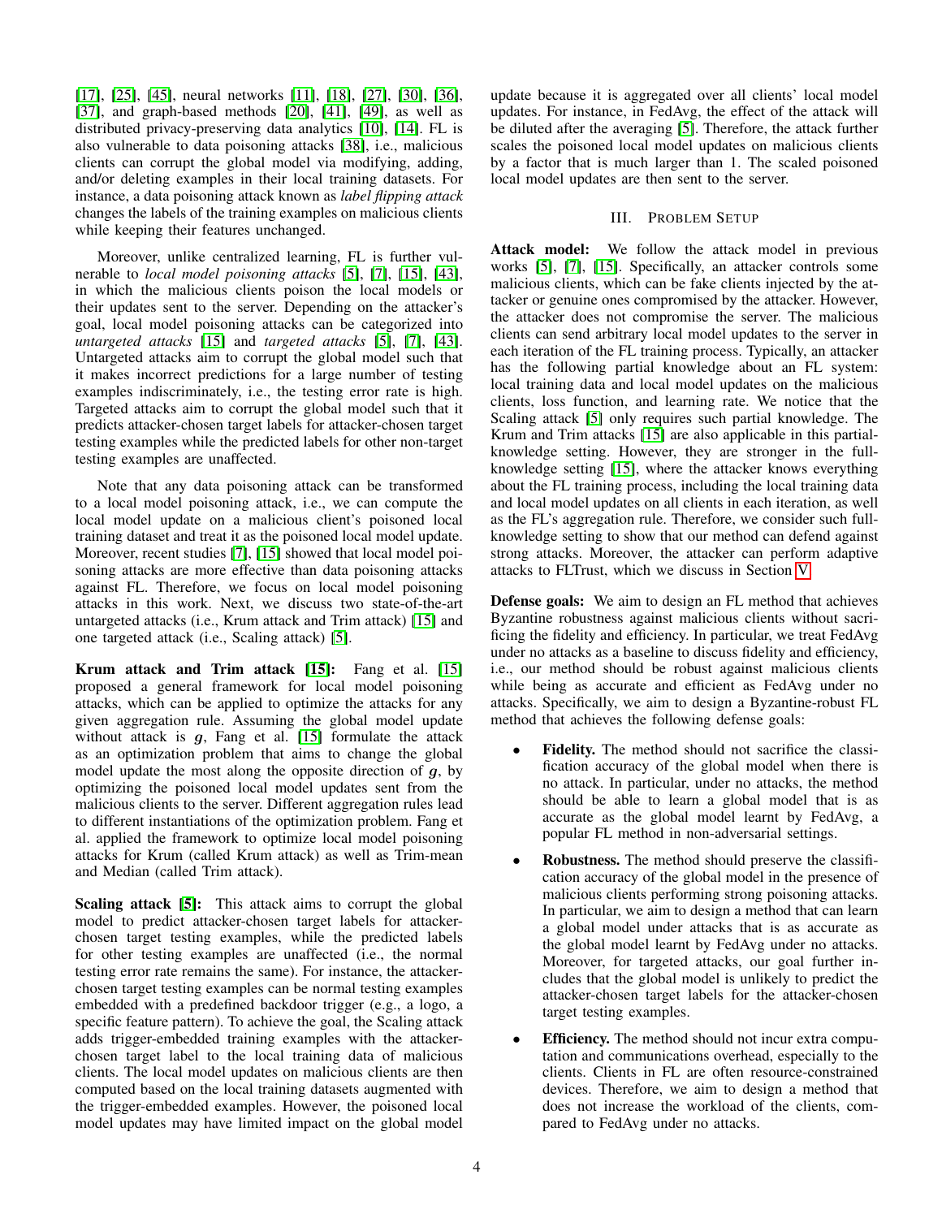[17], [25], [45], neural networks [11], [18], [27], [30], [36], [37], and graph-based methods [20], [41], [49], as well as distributed privacy-preserving data analytics [10], [14]. FL is also vulnerable to data poisoning attacks [38], i.e., malicious clients can corrupt the global model via modifying, adding, and/or deleting examples in their local training datasets. For instance, a data poisoning attack known as *label flipping attack* changes the labels of the training examples on malicious clients while keeping their features unchanged.

Moreover, unlike centralized learning, FL is further vulnerable to *local model poisoning attacks* [5], [7], [15], [43], in which the malicious clients poison the local models or their updates sent to the server. Depending on the attacker's goal, local model poisoning attacks can be categorized into *untargeted attacks* [15] and *targeted attacks* [5], [7], [43]. Untargeted attacks aim to corrupt the global model such that it makes incorrect predictions for a large number of testing examples indiscriminately, i.e., the testing error rate is high. Targeted attacks aim to corrupt the global model such that it predicts attacker-chosen target labels for attacker-chosen target testing examples while the predicted labels for other non-target testing examples are unaffected.

Note that any data poisoning attack can be transformed to a local model poisoning attack, i.e., we can compute the local model update on a malicious client's poisoned local training dataset and treat it as the poisoned local model update. Moreover, recent studies [7], [15] showed that local model poisoning attacks are more effective than data poisoning attacks against FL. Therefore, we focus on local model poisoning attacks in this work. Next, we discuss two state-of-the-art untargeted attacks (i.e., Krum attack and Trim attack) [15] and one targeted attack (i.e., Scaling attack) [5].

**Krum attack and Trim attack [15]:** Fang et al. [15] proposed a general framework for local model poisoning attacks, which can be applied to optimize the attacks for any given aggregation rule. Assuming the global model update without attack is $\boldsymbol{g}$, Fang et al. [15] formulate the attack as an optimization problem that aims to change the global model update the most along the opposite direction of $\boldsymbol{g}$, by optimizing the poisoned local model updates sent from the malicious clients to the server. Different aggregation rules lead to different instantiations of the optimization problem. Fang et al. applied the framework to optimize local model poisoning attacks for Krum (called Krum attack) as well as Trim-mean and Median (called Trim attack).

**Scaling attack [5]:** This attack aims to corrupt the global model to predict attacker-chosen target labels for attacker-chosen target testing examples, while the predicted labels for other testing examples are unaffected (i.e., the normal testing error rate remains the same). For instance, the attacker-chosen target testing examples can be normal testing examples embedded with a predefined backdoor trigger (e.g., a logo, a specific feature pattern). To achieve the goal, the Scaling attack adds trigger-embedded training examples with the attacker-chosen target label to the local training data of malicious clients. The local model updates on malicious clients are then computed based on the local training datasets augmented with the trigger-embedded examples. However, the poisoned local model updates may have limited impact on the global model update because it is aggregated over all clients' local model updates. For instance, in FedAvg, the effect of the attack will be diluted after the averaging [5]. Therefore, the attack further scales the poisoned local model updates on malicious clients by a factor that is much larger than 1. The scaled poisoned local model updates are then sent to the server.

## III. Problem Setup

**Attack model:** We follow the attack model in previous works [5], [7], [15]. Specifically, an attacker controls some malicious clients, which can be fake clients injected by the attacker or genuine ones compromised by the attacker. However, the attacker does not compromise the server. The malicious clients can send arbitrary local model updates to the server in each iteration of the FL training process. Typically, an attacker has the following partial knowledge about an FL system: local training data and local model updates on the malicious clients, loss function, and learning rate. We notice that the Scaling attack [5] only requires such partial knowledge. The Krum and Trim attacks [15] are also applicable in this partial-knowledge setting. However, they are stronger in the full-knowledge setting [15], where the attacker knows everything about the FL training process, including the local training data and local model updates on all clients in each iteration, as well as the FL's aggregation rule. Therefore, we consider such full-knowledge setting to show that our method can defend against strong attacks. Moreover, the attacker can perform adaptive attacks to FLTrust, which we discuss in Section V.

**Defense goals:** We aim to design an FL method that achieves Byzantine robustness against malicious clients without sacrificing the fidelity and efficiency. In particular, we treat FedAvg under no attacks as a baseline to discuss fidelity and efficiency, i.e., our method should be robust against malicious clients while being as accurate and efficient as FedAvg under no attacks. Specifically, we aim to design a Byzantine-robust FL method that achieves the following defense goals:

- **Fidelity.** The method should not sacrifice the classification accuracy of the global model when there is no attack. In particular, under no attacks, the method should be able to learn a global model that is as accurate as the global model learnt by FedAvg, a popular FL method in non-adversarial settings.
- **Robustness.** The method should preserve the classification accuracy of the global model in the presence of malicious clients performing strong poisoning attacks. In particular, we aim to design a method that can learn a global model under attacks that is as accurate as the global model learnt by FedAvg under no attacks. Moreover, for targeted attacks, our goal further includes that the global model is unlikely to predict the attacker-chosen target labels for the attacker-chosen target testing examples.
- **Efficiency.** The method should not incur extra computation and communications overhead, especially to the clients. Clients in FL are often resource-constrained devices. Therefore, we aim to design a method that does not increase the workload of the clients, compared to FedAvg under no attacks.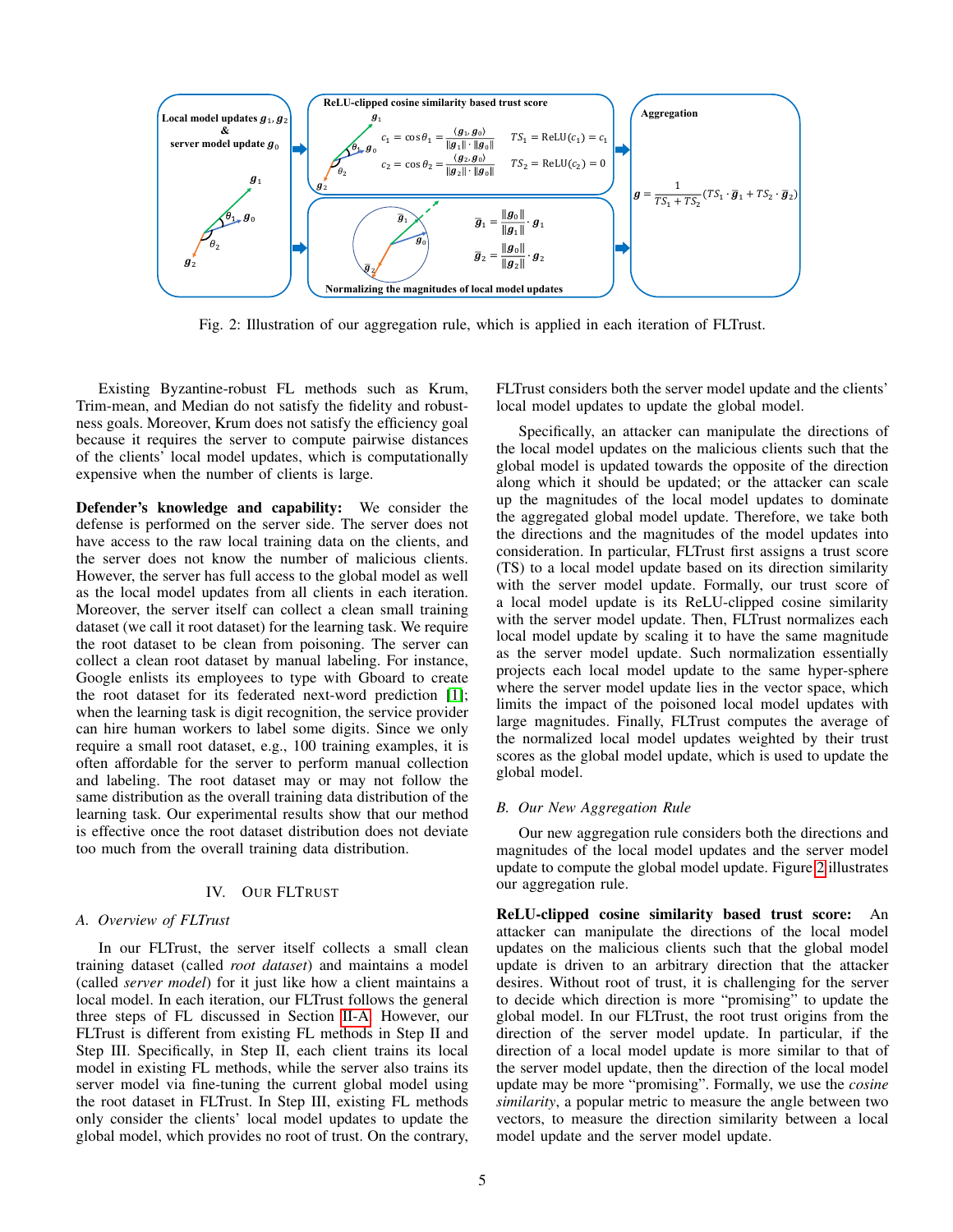Fig. 2: Illustration of our aggregation rule, which is applied in each iteration of FLTrust.

Existing Byzantine-robust FL methods such as Krum, Trim-mean, and Median do not satisfy the fidelity and robustness goals. Moreover, Krum does not satisfy the efficiency goal because it requires the server to compute pairwise distances of the clients' local model updates, which is computationally expensive when the number of clients is large.

**Defender's knowledge and capability:** We consider the defense is performed on the server side. The server does not have access to the raw local training data on the clients, and the server does not know the number of malicious clients. However, the server has full access to the global model as well as the local model updates from all clients in each iteration. Moreover, the server itself can collect a clean small training dataset (we call it root dataset) for the learning task. We require the root dataset to be clean from poisoning. The server can collect a clean root dataset by manual labeling. For instance, Google enlists its employees to type with Gboard to create the root dataset for its federated next-word prediction [1]; when the learning task is digit recognition, the service provider can hire human workers to label some digits. Since we only require a small root dataset, e.g., 100 training examples, it is often affordable for the server to perform manual collection and labeling. The root dataset may or may not follow the same distribution as the overall training data distribution of the learning task. Our experimental results show that our method is effective once the root dataset distribution does not deviate too much from the overall training data distribution.

## IV. Our FLTrust

### A. Overview of FLTrust

In our FLTrust, the server itself collects a small clean training dataset (called *root dataset*) and maintains a model (called *server model*) for it just like how a client maintains a local model. In each iteration, our FLTrust follows the general three steps of FL discussed in Section II-A. However, our FLTrust is different from existing FL methods in Step II and Step III. Specifically, in Step II, each client trains its local model in existing FL methods, while the server also trains its server model via fine-tuning the current global model using the root dataset in FLTrust. In Step III, existing FL methods only consider the clients' local model updates to update the global model, which provides no root of trust. On the contrary, FLTrust considers both the server model update and the clients' local model updates to update the global model.

Specifically, an attacker can manipulate the directions of the local model updates on the malicious clients such that the global model is updated towards the opposite of the direction along which it should be updated; or the attacker can scale up the magnitudes of the local model updates to dominate the aggregated global model update. Therefore, we take both the directions and the magnitudes of the model updates into consideration. In particular, FLTrust first assigns a trust score (TS) to a local model update based on its direction similarity with the server model update. Formally, our trust score of a local model update is its ReLU-clipped cosine similarity with the server model update. Then, FLTrust normalizes each local model update by scaling it to have the same magnitude as the server model update. Such normalization essentially projects each local model update to the same hyper-sphere where the server model update lies in the vector space, which limits the impact of the poisoned local model updates with large magnitudes. Finally, FLTrust computes the average of the normalized local model updates weighted by their trust scores as the global model update, which is used to update the global model.

### B. Our New Aggregation Rule

Our new aggregation rule considers both the directions and magnitudes of the local model updates and the server model update to compute the global model update. Figure 2 illustrates our aggregation rule.

**ReLU-clipped cosine similarity based trust score:** An attacker can manipulate the directions of the local model updates on the malicious clients such that the global model update is driven to an arbitrary direction that the attacker desires. Without root of trust, it is challenging for the server to decide which direction is more "promising" to update the global model. In our FLTrust, the root trust origins from the direction of the server model update. In particular, if the direction of a local model update is more similar to that of the server model update, then the direction of the local model update may be more "promising". Formally, we use the *cosine similarity*, a popular metric to measure the angle between two vectors, to measure the direction similarity between a local model update and the server model update.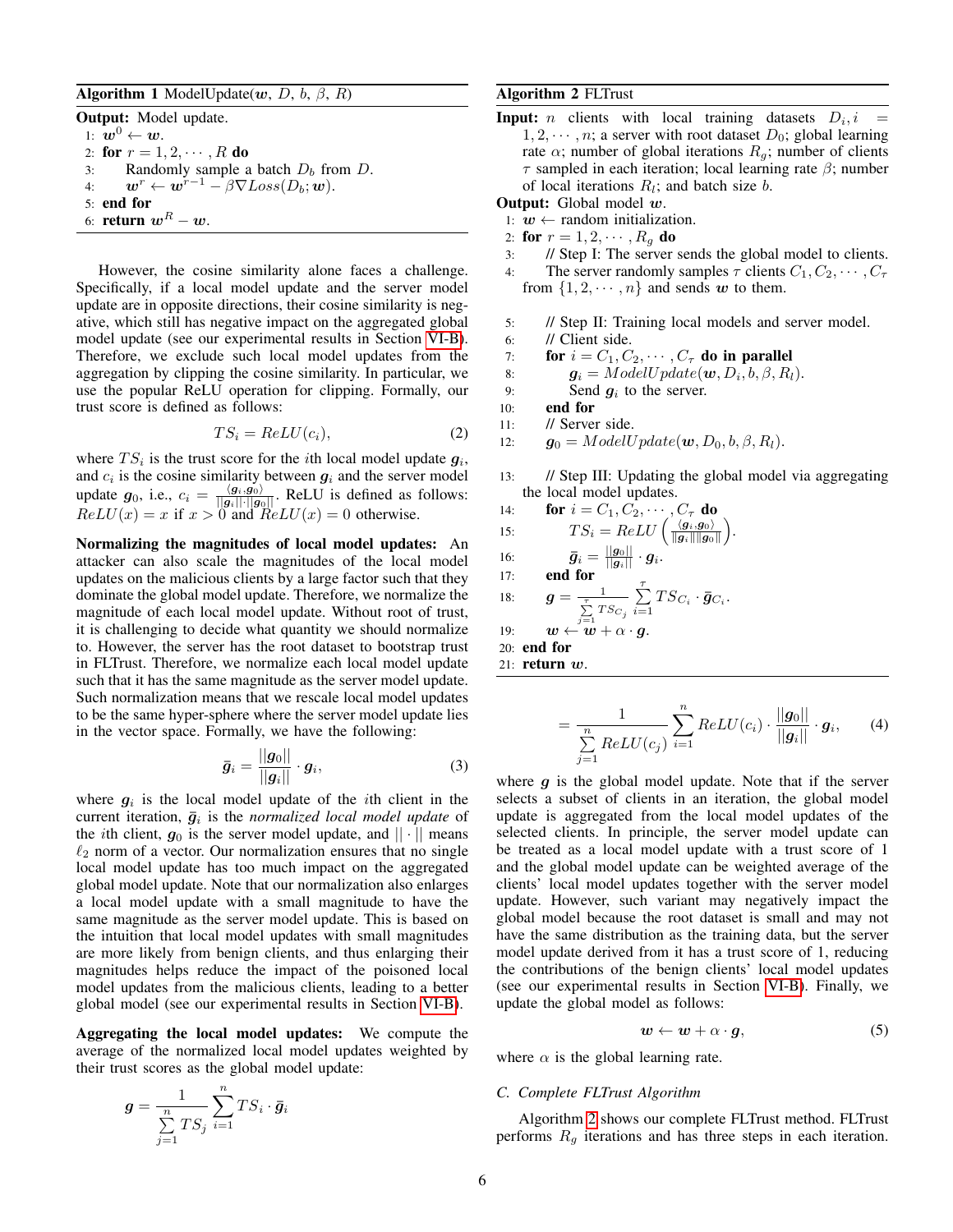**Algorithm 1** ModelUpdate($\boldsymbol{w}$, $D$, $b$, $\beta$, $R$)

**Output:** Model update.
1: $\boldsymbol{w}^0 \leftarrow \boldsymbol{w}$.
2: **for** $r = 1, 2, \cdots, R$ **do**
3: Randomly sample a batch $D_b$ from $D$.
4: $\boldsymbol{w}^r \leftarrow \boldsymbol{w}^{r-1} - \beta \nabla Loss(D_b; \boldsymbol{w})$.
5: **end for**
6: **return** $\boldsymbol{w}^R - \boldsymbol{w}$.

However, the cosine similarity alone faces a challenge. Specifically, if a local model update and the server model update are in opposite directions, their cosine similarity is negative, which still has negative impact on the aggregated global model update (see our experimental results in Section VI-B). Therefore, we exclude such local model updates from the aggregation by clipping the cosine similarity. In particular, we use the popular ReLU operation for clipping. Formally, our trust score is defined as follows:

$$TS_i = ReLU(c_i), \tag{2}$$

where $TS_i$ is the trust score for the $i$th local model update $\boldsymbol{g}_i$, and $c_i$ is the cosine similarity between $\boldsymbol{g}_i$ and the server model update $\boldsymbol{g}_0$, i.e., $c_i = \frac{\langle \boldsymbol{g}_i, \boldsymbol{g}_0 \rangle}{||\boldsymbol{g}_i|| \cdot ||\boldsymbol{g}_0||}$. ReLU is defined as follows: $ReLU(x) = x$ if $x > 0$ and $ReLU(x) = 0$ otherwise.

**Normalizing the magnitudes of local model updates:** An attacker can also scale the magnitudes of the local model updates on the malicious clients by a large factor such that they dominate the global model update. Therefore, we normalize the magnitude of each local model update. Without root of trust, it is challenging to decide what quantity we should normalize to. However, the server has the root dataset to bootstrap trust in FLTrust. Therefore, we normalize each local model update such that it has the same magnitude as the server model update. Such normalization means that we rescale local model updates to be the same hyper-sphere where the server model update lies in the vector space. Formally, we have the following:

$$\bar{\boldsymbol{g}}_i = \frac{||\boldsymbol{g}_0||}{||\boldsymbol{g}_i||} \cdot \boldsymbol{g}_i, \tag{3}$$

where $\boldsymbol{g}_i$ is the local model update of the $i$th client in the current iteration, $\bar{\boldsymbol{g}}_i$ is the *normalized local model update* of the $i$th client, $\boldsymbol{g}_0$ is the server model update, and $|| \cdot ||$ means $\ell_2$ norm of a vector. Our normalization ensures that no single local model update has too much impact on the aggregated global model update. Note that our normalization also enlarges a local model update with a small magnitude to have the same magnitude as the server model update. This is based on the intuition that local model updates with small magnitudes are more likely from benign clients, and thus enlarging their magnitudes helps reduce the impact of the poisoned local model updates from the malicious clients, leading to a better global model (see our experimental results in Section VI-B).

**Aggregating the local model updates:** We compute the average of the normalized local model updates weighted by their trust scores as the global model update:

$$\boldsymbol{g} = \frac{1}{\sum\limits_{j=1}^{n} TS_j} \sum_{i=1}^{n} TS_i \cdot \bar{\boldsymbol{g}}_i$$

$$= \frac{1}{\sum\limits_{j=1}^{n} ReLU(c_j)} \sum_{i=1}^{n} ReLU(c_i) \cdot \frac{||\boldsymbol{g}_0||}{||\boldsymbol{g}_i||} \cdot \boldsymbol{g}_i, \tag{4}$$

where $\boldsymbol{g}$ is the global model update. Note that if the server selects a subset of clients in an iteration, the global model update is aggregated from the local model updates of the selected clients. In principle, the server model update can be treated as a local model update with a trust score of 1 and the global model update can be weighted average of the clients' local model updates together with the server model update. However, such variant may negatively impact the global model because the root dataset is small and may not have the same distribution as the training data, but the server model update derived from it has a trust score of 1, reducing the contributions of the benign clients' local model updates (see our experimental results in Section VI-B). Finally, we update the global model as follows:

$$\boldsymbol{w} \leftarrow \boldsymbol{w} + \alpha \cdot \boldsymbol{g}, \tag{5}$$

where $\alpha$ is the global learning rate.

**Algorithm 2** FLTrust

**Input:** $n$ clients with local training datasets $D_i, i = 1, 2, \cdots, n$; a server with root dataset $D_0$; global learning rate $\alpha$; number of global iterations $R_g$; number of clients $\tau$ sampled in each iteration; local learning rate $\beta$; number of local iterations $R_l$; and batch size $b$.
**Output:** Global model $\boldsymbol{w}$.
1: $\boldsymbol{w} \leftarrow$ random initialization.
2: **for** $r = 1, 2, \cdots, R_g$ **do**
3: // Step I: The server sends the global model to clients.
4: The server randomly samples $\tau$ clients $C_1, C_2, \cdots, C_\tau$ from $\{1, 2, \cdots, n\}$ and sends $\boldsymbol{w}$ to them.

5: // Step II: Training local models and server model.
6: // Client side.
7: **for** $i = C_1, C_2, \cdots, C_\tau$ **do in parallel**
8: $\boldsymbol{g}_i = ModelUpdate(\boldsymbol{w}, D_i, b, \beta, R_l)$.
9: Send $\boldsymbol{g}_i$ to the server.
10: **end for**
11: // Server side.
12: $\boldsymbol{g}_0 = ModelUpdate(\boldsymbol{w}, D_0, b, \beta, R_l)$.

13: // Step III: Updating the global model via aggregating the local model updates.
14: **for** $i = C_1, C_2, \cdots, C_\tau$ **do**
15: $TS_i = ReLU\left(\frac{\langle \boldsymbol{g}_i, \boldsymbol{g}_0 \rangle}{||\boldsymbol{g}_i|| ||\boldsymbol{g}_0||}\right)$.
16: $\bar{\boldsymbol{g}}_i = \frac{||\boldsymbol{g}_0||}{||\boldsymbol{g}_i||} \cdot \boldsymbol{g}_i$.
17: **end for**
18: $\boldsymbol{g} = \frac{1}{\sum_{j=1}^{\tau} TS_{C_j}} \sum_{i=1}^{\tau} TS_{C_i} \cdot \bar{\boldsymbol{g}}_{C_i}$.
19: $\boldsymbol{w} \leftarrow \boldsymbol{w} + \alpha \cdot \boldsymbol{g}$.
20: **end for**
21: **return** $\boldsymbol{w}$.

### C. Complete FLTrust Algorithm

Algorithm 2 shows our complete FLTrust method. FLTrust performs $R_g$ iterations and has three steps in each iteration.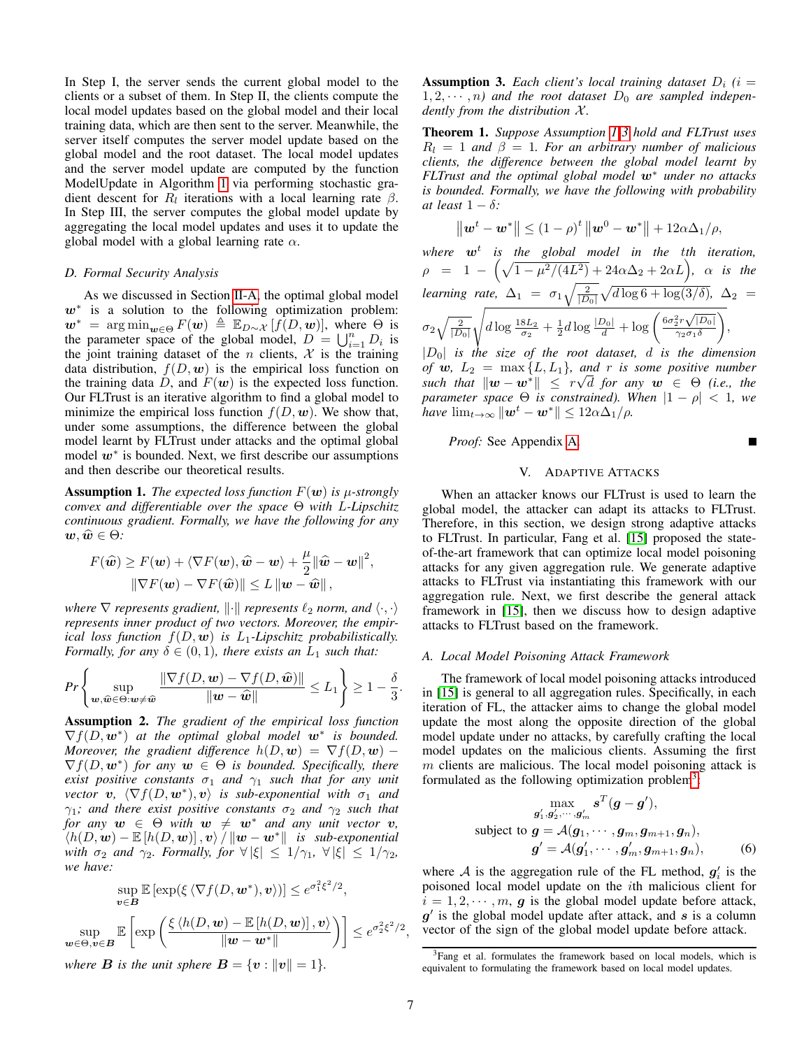In Step I, the server sends the current global model to the clients or a subset of them. In Step II, the clients compute the local model updates based on the global model and their local training data, which are then sent to the server. Meanwhile, the server itself computes the server model update based on the global model and the root dataset. The local model updates and the server model update are computed by the function ModelUpdate in Algorithm 1 via performing stochastic gradient descent for $R_l$ iterations with a local learning rate $\beta$. In Step III, the server computes the global model update by aggregating the local model updates and uses it to update the global model with a global learning rate $\alpha$.

### D. Formal Security Analysis

As we discussed in Section II-A, the optimal global model $\boldsymbol{w}^*$ is a solution to the following optimization problem: $\boldsymbol{w}^* = \arg\min_{\boldsymbol{w}\in\Theta} F(\boldsymbol{w}) \triangleq \mathbb{E}_{D\sim\mathcal{X}}\left[f(D,\boldsymbol{w})\right]$, where $\Theta$ is the parameter space of the global model, $D = \bigcup_{i=1}^{n} D_i$ is the joint training dataset of the $n$ clients, $\mathcal{X}$ is the training data distribution, $f(D,\boldsymbol{w})$ is the empirical loss function on the training data $D$, and $F(\boldsymbol{w})$ is the expected loss function. Our FLTrust is an iterative algorithm to find a global model to minimize the empirical loss function $f(D,\boldsymbol{w})$. We show that, under some assumptions, the difference between the global model learnt by FLTrust under attacks and the optimal global model $\boldsymbol{w}^*$ is bounded. Next, we first describe our assumptions and then describe our theoretical results.

**Assumption 1.** *The expected loss function $F(\boldsymbol{w})$ is $\mu$-strongly convex and differentiable over the space $\Theta$ with $L$-Lipschitz continuous gradient. Formally, we have the following for any $\boldsymbol{w}, \widehat{\boldsymbol{w}} \in \Theta$:*

$$F(\widehat{\boldsymbol{w}}) \geq F(\boldsymbol{w}) + \langle \nabla F(\boldsymbol{w}), \widehat{\boldsymbol{w}} - \boldsymbol{w}\rangle + \frac{\mu}{2}\|\widehat{\boldsymbol{w}} - \boldsymbol{w}\|^2,$$
$$\|\nabla F(\boldsymbol{w}) - \nabla F(\widehat{\boldsymbol{w}})\| \leq L\|\boldsymbol{w} - \widehat{\boldsymbol{w}}\|,$$

*where $\nabla$ represents gradient, $\|\cdot\|$ represents $\ell_2$ norm, and $\langle\cdot,\cdot\rangle$ represents inner product of two vectors. Moreover, the empirical loss function $f(D,\boldsymbol{w})$ is $L_1$-Lipschitz probabilistically. Formally, for any $\delta \in (0,1)$, there exists an $L_1$ such that:*

$$Pr\left\{\sup_{\boldsymbol{w},\widehat{\boldsymbol{w}}\in\Theta:\boldsymbol{w}\neq\widehat{\boldsymbol{w}}} \frac{\|\nabla f(D,\boldsymbol{w}) - \nabla f(D,\widehat{\boldsymbol{w}})\|}{\|\boldsymbol{w} - \widehat{\boldsymbol{w}}\|} \leq L_1\right\} \geq 1 - \frac{\delta}{3}.$$

**Assumption 2.** *The gradient of the empirical loss function $\nabla f(D,\boldsymbol{w}^*)$ at the optimal global model $\boldsymbol{w}^*$ is bounded. Moreover, the gradient difference $h(D,\boldsymbol{w}) = \nabla f(D,\boldsymbol{w}) - \nabla f(D,\boldsymbol{w}^*)$ for any $\boldsymbol{w} \in \Theta$ is bounded. Specifically, there exist positive constants $\sigma_1$ and $\gamma_1$ such that for any unit vector $\boldsymbol{v}$, $\langle\nabla f(D,\boldsymbol{w}^*),\boldsymbol{v}\rangle$ is sub-exponential with $\sigma_1$ and $\gamma_1$; and there exist positive constants $\sigma_2$ and $\gamma_2$ such that for any $\boldsymbol{w} \in \Theta$ with $\boldsymbol{w} \neq \boldsymbol{w}^*$ and any unit vector $\boldsymbol{v}$, $\langle h(D,\boldsymbol{w}) - \mathbb{E}\left[h(D,\boldsymbol{w})\right],\boldsymbol{v}\rangle / \|\boldsymbol{w} - \boldsymbol{w}^*\|$ is sub-exponential with $\sigma_2$ and $\gamma_2$. Formally, for $\forall|\xi| \leq 1/\gamma_1$, $\forall|\xi| \leq 1/\gamma_2$, we have:*

$$\sup_{\boldsymbol{v}\in\boldsymbol{B}} \mathbb{E}\left[\exp(\xi\langle\nabla f(D,\boldsymbol{w}^*),\boldsymbol{v}\rangle)\right] \leq e^{\sigma_1^2\xi^2/2},$$

$$\sup_{\boldsymbol{w}\in\Theta,\boldsymbol{v}\in\boldsymbol{B}} \mathbb{E}\left[\exp\left(\frac{\xi\langle h(D,\boldsymbol{w}) - \mathbb{E}\left[h(D,\boldsymbol{w})\right],\boldsymbol{v}\rangle}{\|\boldsymbol{w} - \boldsymbol{w}^*\|}\right)\right] \leq e^{\sigma_2^2\xi^2/2},$$

*where $\boldsymbol{B}$ is the unit sphere $\boldsymbol{B} = \{\boldsymbol{v} : \|\boldsymbol{v}\| = 1\}$.*

**Assumption 3.** *Each client's local training dataset $D_i$ ($i = 1,2,\cdots,n$) and the root dataset $D_0$ are sampled independently from the distribution $\mathcal{X}$.*

**Theorem 1.** *Suppose Assumption 1-3 hold and FLTrust uses $R_l = 1$ and $\beta = 1$. For an arbitrary number of malicious clients, the difference between the global model learnt by FLTrust and the optimal global model $\boldsymbol{w}^*$ under no attacks is bounded. Formally, we have the following with probability at least $1-\delta$:*

$$\left\|\boldsymbol{w}^t - \boldsymbol{w}^*\right\| \leq (1-\rho)^t\left\|\boldsymbol{w}^0 - \boldsymbol{w}^*\right\| + 12\alpha\Delta_1/\rho,$$

*where $\boldsymbol{w}^t$ is the global model in the $t$th iteration, $\rho = 1 - \left(\sqrt{1-\mu^2/(4L^2)} + 24\alpha\Delta_2 + 2\alpha L\right)$, $\alpha$ is the learning rate, $\Delta_1 = \sigma_1\sqrt{\frac{2}{|D_0|}}\sqrt{d\log 6 + \log(3/\delta)}$, $\Delta_2 = \sigma_2\sqrt{\frac{2}{|D_0|}}\sqrt{d\log\frac{18L_2}{\sigma_2} + \frac{1}{2}d\log\frac{|D_0|}{d} + \log\left(\frac{6\sigma_2^2 r\sqrt{|D_0|}}{\gamma_2\sigma_1\delta}\right)}$, $|D_0|$ is the size of the root dataset, $d$ is the dimension of $\boldsymbol{w}$, $L_2 = \max\{L, L_1\}$, and $r$ is some positive number such that $\|\boldsymbol{w} - \boldsymbol{w}^*\| \leq r\sqrt{d}$ for any $\boldsymbol{w} \in \Theta$ (i.e., the parameter space $\Theta$ is constrained). When $|1-\rho| < 1$, we have $\lim_{t\to\infty}\|\boldsymbol{w}^t - \boldsymbol{w}^*\| \leq 12\alpha\Delta_1/\rho$.*

*Proof:* See Appendix A. ■

## V. Adaptive Attacks

When an attacker knows our FLTrust is used to learn the global model, the attacker can adapt its attacks to FLTrust. Therefore, in this section, we design strong adaptive attacks to FLTrust. In particular, Fang et al. [15] proposed the state-of-the-art framework that can optimize local model poisoning attacks for any given aggregation rule. We generate adaptive attacks to FLTrust via instantiating this framework with our aggregation rule. Next, we first describe the general attack framework in [15], then we discuss how to design adaptive attacks to FLTrust based on the framework.

### A. Local Model Poisoning Attack Framework

The framework of local model poisoning attacks introduced in [15] is general to all aggregation rules. Specifically, in each iteration of FL, the attacker aims to change the global model update the most along the opposite direction of the global model update under no attacks, by carefully crafting the local model updates on the malicious clients. Assuming the first $m$ clients are malicious. The local model poisoning attack is formulated as the following optimization problem[3]:

$$\begin{aligned}
\max_{\boldsymbol{g}_1',\boldsymbol{g}_2',\cdots,\boldsymbol{g}_m'} \quad & \boldsymbol{s}^T(\boldsymbol{g} - \boldsymbol{g}'), \\
\text{subject to } \quad & \boldsymbol{g} = \mathcal{A}(\boldsymbol{g}_1,\cdots,\boldsymbol{g}_m,\boldsymbol{g}_{m+1},\boldsymbol{g}_n), \\
& \boldsymbol{g}' = \mathcal{A}(\boldsymbol{g}_1',\cdots,\boldsymbol{g}_m',\boldsymbol{g}_{m+1},\boldsymbol{g}_n),
\end{aligned} \tag{6}$$

where $\mathcal{A}$ is the aggregation rule of the FL method, $\boldsymbol{g}_i'$ is the poisoned local model update on the $i$th malicious client for $i = 1,2,\cdots,m$, $\boldsymbol{g}$ is the global model update before attack, $\boldsymbol{g}'$ is the global model update after attack, and $\boldsymbol{s}$ is a column vector of the sign of the global model update before attack.

[3] Fang et al. formulates the framework based on local models, which is equivalent to formulating the framework based on local model updates.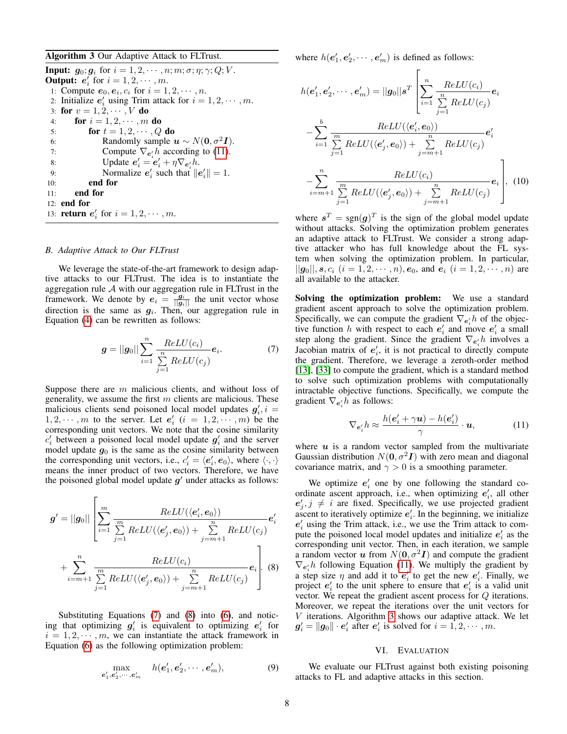**Algorithm 3** Our Adaptive Attack to FLTrust.

**Input:** $\boldsymbol{g}_0; \boldsymbol{g}_i$ for $i = 1, 2, \cdots, n; m; \sigma; \eta; \gamma; Q; V$.
**Output:** $\boldsymbol{e}_i'$ for $i = 1, 2, \cdots, m$.

1: Compute $\boldsymbol{e}_0, \boldsymbol{e}_i, c_i$ for $i = 1, 2, \cdots, n$.
2: Initialize $\boldsymbol{e}_i'$ using Trim attack for $i = 1, 2, \cdots, m$.
3: **for** $v = 1, 2, \cdots, V$ **do**
4: &nbsp;&nbsp;&nbsp;&nbsp;**for** $i = 1, 2, \cdots, m$ **do**
5: &nbsp;&nbsp;&nbsp;&nbsp;&nbsp;&nbsp;&nbsp;&nbsp;**for** $t = 1, 2, \cdots, Q$ **do**
6: &nbsp;&nbsp;&nbsp;&nbsp;&nbsp;&nbsp;&nbsp;&nbsp;&nbsp;&nbsp;&nbsp;&nbsp;Randomly sample $\boldsymbol{u} \sim N(\boldsymbol{0}, \sigma^2 \boldsymbol{I})$.
7: &nbsp;&nbsp;&nbsp;&nbsp;&nbsp;&nbsp;&nbsp;&nbsp;&nbsp;&nbsp;&nbsp;&nbsp;Compute $\nabla_{\boldsymbol{e}_i'} h$ according to (11).
8: &nbsp;&nbsp;&nbsp;&nbsp;&nbsp;&nbsp;&nbsp;&nbsp;&nbsp;&nbsp;&nbsp;&nbsp;Update $\boldsymbol{e}_i' = \boldsymbol{e}_i' + \eta \nabla_{\boldsymbol{e}_i'} h$.
9: &nbsp;&nbsp;&nbsp;&nbsp;&nbsp;&nbsp;&nbsp;&nbsp;&nbsp;&nbsp;&nbsp;&nbsp;Normalize $\boldsymbol{e}_i'$ such that $\|\boldsymbol{e}_i'\| = 1$.
10: &nbsp;&nbsp;&nbsp;&nbsp;&nbsp;&nbsp;&nbsp;&nbsp;**end for**
11: &nbsp;&nbsp;&nbsp;&nbsp;**end for**
12: **end for**
13: **return** $\boldsymbol{e}_i'$ for $i = 1, 2, \cdots, m$.

### B. Adaptive Attack to Our FLTrust

We leverage the state-of-the-art framework to design adaptive attacks to our FLTrust. The idea is to instantiate the aggregation rule $\mathcal{A}$ with our aggregation rule in FLTrust in the framework. We denote by $\boldsymbol{e}_i = \frac{\boldsymbol{g}_i}{||\boldsymbol{g}_i||}$ the unit vector whose direction is the same as $\boldsymbol{g}_i$. Then, our aggregation rule in Equation (4) can be rewritten as follows:

$$\boldsymbol{g} = ||\boldsymbol{g}_0|| \sum_{i=1}^{n} \frac{ReLU(c_i)}{\sum\limits_{j=1}^{n} ReLU(c_j)} \boldsymbol{e}_i. \tag{7}$$

Suppose there are $m$ malicious clients, and without loss of generality, we assume the first $m$ clients are malicious. These malicious clients send poisoned local model updates $\boldsymbol{g}_i', i = 1, 2, \cdots, m$ to the server. Let $\boldsymbol{e}_i'$ $(i = 1, 2, \cdots, m)$ be the corresponding unit vectors. We note that the cosine similarity $c_i'$ between a poisoned local model update $\boldsymbol{g}_i'$ and the server model update $\boldsymbol{g}_0$ is the same as the cosine similarity between the corresponding unit vectors, i.e., $c_i' = \langle \boldsymbol{e}_i', \boldsymbol{e}_0 \rangle$, where $\langle \cdot, \cdot \rangle$ means the inner product of two vectors. Therefore, we have the poisoned global model update $\boldsymbol{g}'$ under attacks as follows:

$$\boldsymbol{g}' = ||\boldsymbol{g}_0|| \left[ \sum_{i=1}^{m} \frac{ReLU(\langle \boldsymbol{e}_i', \boldsymbol{e}_0 \rangle)}{\sum\limits_{j=1}^{m} ReLU(\langle \boldsymbol{e}_j', \boldsymbol{e}_0 \rangle) + \sum\limits_{j=m+1}^{n} ReLU(c_j)} \boldsymbol{e}_i' + \sum_{i=m+1}^{n} \frac{ReLU(c_i)}{\sum\limits_{j=1}^{m} ReLU(\langle \boldsymbol{e}_j', \boldsymbol{e}_0 \rangle) + \sum\limits_{j=m+1}^{n} ReLU(c_j)} \boldsymbol{e}_i \right]. \tag{8}$$

Substituting Equations (7) and (8) into (6), and noticing that optimizing $\boldsymbol{g}_i'$ is equivalent to optimizing $\boldsymbol{e}_i'$ for $i = 1, 2, \cdots, m$, we can instantiate the attack framework in Equation (6) as the following optimization problem:

$$\max_{\boldsymbol{e}_1', \boldsymbol{e}_2', \cdots, \boldsymbol{e}_m'} \quad h(\boldsymbol{e}_1', \boldsymbol{e}_2', \cdots, \boldsymbol{e}_m'), \tag{9}$$

where $h(\boldsymbol{e}_1', \boldsymbol{e}_2', \cdots, \boldsymbol{e}_m')$ is defined as follows:

$$h(\boldsymbol{e}_1', \boldsymbol{e}_2', \cdots, \boldsymbol{e}_m') = ||\boldsymbol{g}_0|| \boldsymbol{s}^T \left[ \sum_{i=1}^{n} \frac{ReLU(c_i)}{\sum\limits_{j=1}^{n} ReLU(c_j)} \boldsymbol{e}_i - \sum_{i=1}^{b} \frac{ReLU(\langle \boldsymbol{e}_i', \boldsymbol{e}_0 \rangle)}{\sum\limits_{j=1}^{m} ReLU(\langle \boldsymbol{e}_j', \boldsymbol{e}_0 \rangle) + \sum\limits_{j=m+1}^{n} ReLU(c_j)} \boldsymbol{e}_i' - \sum_{i=m+1}^{n} \frac{ReLU(c_i)}{\sum\limits_{j=1}^{m} ReLU(\langle \boldsymbol{e}_j', \boldsymbol{e}_0 \rangle) + \sum\limits_{j=m+1}^{n} ReLU(c_j)} \boldsymbol{e}_i \right], \tag{10}$$

where $\boldsymbol{s}^T = \text{sgn}(\boldsymbol{g})^T$ is the sign of the global model update without attacks. Solving the optimization problem generates an adaptive attack to FLTrust. We consider a strong adaptive attacker who has full knowledge about the FL system when solving the optimization problem. In particular, $||\boldsymbol{g}_0||, \boldsymbol{s}, c_i$ $(i = 1, 2, \cdots, n)$, $\boldsymbol{e}_0$, and $\boldsymbol{e}_i$ $(i = 1, 2, \cdots, n)$ are all available to the attacker.

**Solving the optimization problem:** We use a standard gradient ascent approach to solve the optimization problem. Specifically, we can compute the gradient $\nabla_{\boldsymbol{e}_i'} h$ of the objective function $h$ with respect to each $\boldsymbol{e}_i'$ and move $\boldsymbol{e}_i'$ a small step along the gradient. Since the gradient $\nabla_{\boldsymbol{e}_i'} h$ involves a Jacobian matrix of $\boldsymbol{e}_i'$, it is not practical to directly compute the gradient. Therefore, we leverage a zeroth-order method [13], [33] to compute the gradient, which is a standard method to solve such optimization problems with computationally intractable objective functions. Specifically, we compute the gradient $\nabla_{\boldsymbol{e}_i'} h$ as follows:

$$\nabla_{\boldsymbol{e}_i'} h \approx \frac{h(\boldsymbol{e}_i' + \gamma \boldsymbol{u}) - h(\boldsymbol{e}_i')}{\gamma} \cdot \boldsymbol{u}, \tag{11}$$

where $\boldsymbol{u}$ is a random vector sampled from the multivariate Gaussian distribution $N(\boldsymbol{0}, \sigma^2 \boldsymbol{I})$ with zero mean and diagonal covariance matrix, and $\gamma > 0$ is a smoothing parameter.

We optimize $\boldsymbol{e}_i'$ one by one following the standard coordinate ascent approach, i.e., when optimizing $\boldsymbol{e}_i'$, all other $\boldsymbol{e}_j', j \neq i$ are fixed. Specifically, we use projected gradient ascent to iteratively optimize $\boldsymbol{e}_i'$. In the beginning, we initialize $\boldsymbol{e}_i'$ using the Trim attack, i.e., we use the Trim attack to compute the poisoned local model updates and initialize $\boldsymbol{e}_i'$ as the corresponding unit vector. Then, in each iteration, we sample a random vector $\boldsymbol{u}$ from $N(\boldsymbol{0}, \sigma^2 \boldsymbol{I})$ and compute the gradient $\nabla_{\boldsymbol{e}_i'} h$ following Equation (11). We multiply the gradient by a step size $\eta$ and add it to $\boldsymbol{e}_i'$ to get the new $\boldsymbol{e}_i'$. Finally, we project $\boldsymbol{e}_i'$ to the unit sphere to ensure that $\boldsymbol{e}_i'$ is a valid unit vector. We repeat the gradient ascent process for $Q$ iterations. Moreover, we repeat the iterations over the unit vectors for $V$ iterations. Algorithm 3 shows our adaptive attack. We let $\boldsymbol{g}_i' = \|\boldsymbol{g}_0\| \cdot \boldsymbol{e}_i'$ after $\boldsymbol{e}_i'$ is solved for $i = 1, 2, \cdots, m$.

## VI. Evaluation

We evaluate our FLTrust against both existing poisoning attacks to FL and adaptive attacks in this section.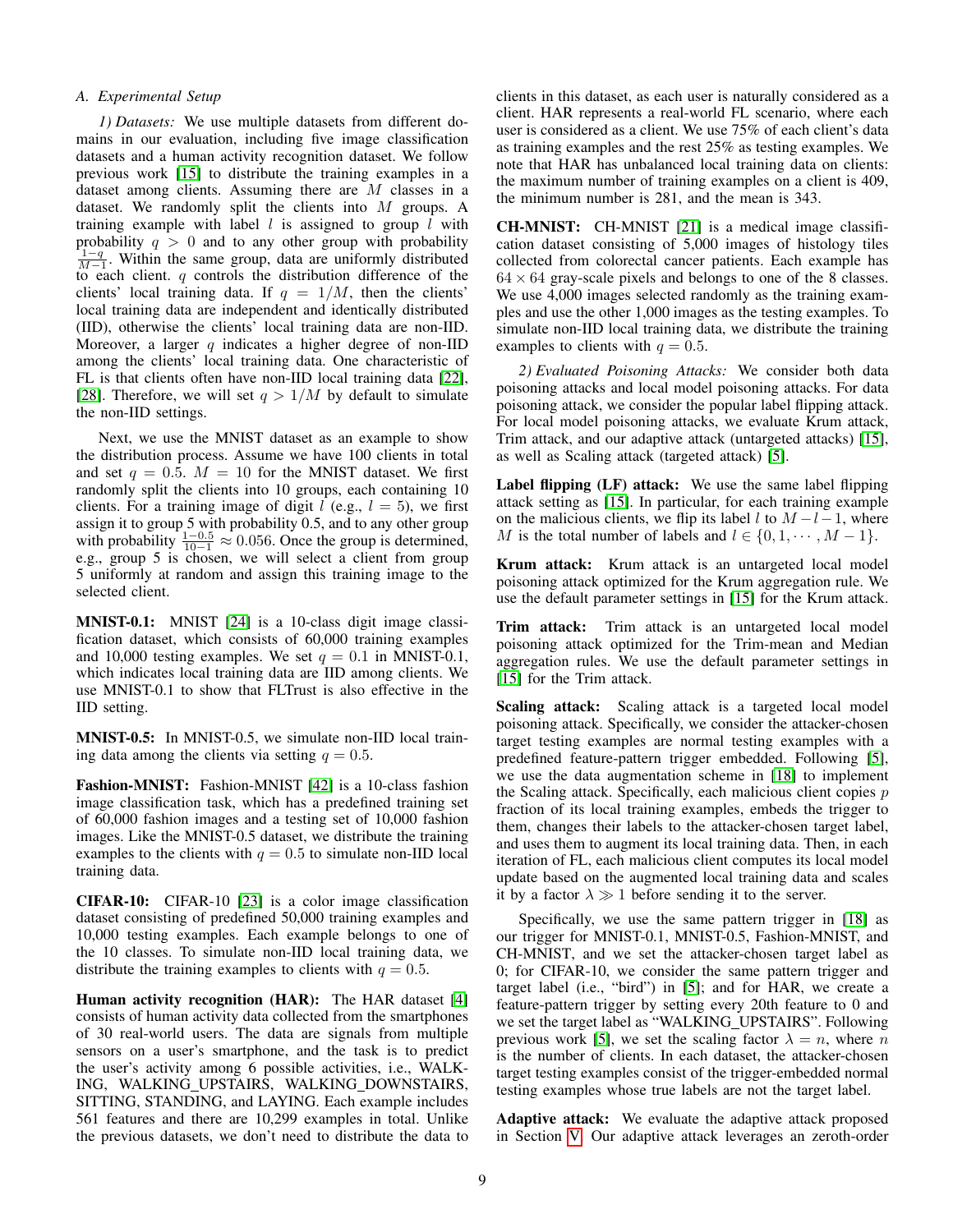### A. Experimental Setup

*1) Datasets:* We use multiple datasets from different domains in our evaluation, including five image classification datasets and a human activity recognition dataset. We follow previous work [15] to distribute the training examples in a dataset among clients. Assuming there are $M$ classes in a dataset. We randomly split the clients into $M$ groups. A training example with label $l$ is assigned to group $l$ with probability $q > 0$ and to any other group with probability $\frac{1-q}{M-1}$. Within the same group, data are uniformly distributed to each client. $q$ controls the distribution difference of the clients' local training data. If $q = 1/M$, then the clients' local training data are independent and identically distributed (IID), otherwise the clients' local training data are non-IID. Moreover, a larger $q$ indicates a higher degree of non-IID among the clients' local training data. One characteristic of FL is that clients often have non-IID local training data [22], [28]. Therefore, we will set $q > 1/M$ by default to simulate the non-IID settings.

Next, we use the MNIST dataset as an example to show the distribution process. Assume we have 100 clients in total and set $q = 0.5$. $M = 10$ for the MNIST dataset. We first randomly split the clients into 10 groups, each containing 10 clients. For a training image of digit $l$ (e.g., $l = 5$), we first assign it to group 5 with probability 0.5, and to any other group with probability $\frac{1-0.5}{10-1} \approx 0.056$. Once the group is determined, e.g., group 5 is chosen, we will select a client from group 5 uniformly at random and assign this training image to the selected client.

**MNIST-0.1:** MNIST [24] is a 10-class digit image classification dataset, which consists of 60,000 training examples and 10,000 testing examples. We set $q = 0.1$ in MNIST-0.1, which indicates local training data are IID among clients. We use MNIST-0.1 to show that FLTrust is also effective in the IID setting.

**MNIST-0.5:** In MNIST-0.5, we simulate non-IID local training data among the clients via setting $q = 0.5$.

**Fashion-MNIST:** Fashion-MNIST [42] is a 10-class fashion image classification task, which has a predefined training set of 60,000 fashion images and a testing set of 10,000 fashion images. Like the MNIST-0.5 dataset, we distribute the training examples to the clients with $q = 0.5$ to simulate non-IID local training data.

**CIFAR-10:** CIFAR-10 [23] is a color image classification dataset consisting of predefined 50,000 training examples and 10,000 testing examples. Each example belongs to one of the 10 classes. To simulate non-IID local training data, we distribute the training examples to clients with $q = 0.5$.

**Human activity recognition (HAR):** The HAR dataset [4] consists of human activity data collected from the smartphones of 30 real-world users. The data are signals from multiple sensors on a user's smartphone, and the task is to predict the user's activity among 6 possible activities, i.e., WALKING, WALKING_UPSTAIRS, WALKING_DOWNSTAIRS, SITTING, STANDING, and LAYING. Each example includes 561 features and there are 10,299 examples in total. Unlike the previous datasets, we don't need to distribute the data to clients in this dataset, as each user is naturally considered as a client. HAR represents a real-world FL scenario, where each user is considered as a client. We use 75% of each client's data as training examples and the rest 25% as testing examples. We note that HAR has unbalanced local training data on clients: the maximum number of training examples on a client is 409, the minimum number is 281, and the mean is 343.

**CH-MNIST:** CH-MNIST [21] is a medical image classification dataset consisting of 5,000 images of histology tiles collected from colorectal cancer patients. Each example has $64 \times 64$ gray-scale pixels and belongs to one of the 8 classes. We use 4,000 images selected randomly as the training examples and use the other 1,000 images as the testing examples. To simulate non-IID local training data, we distribute the training examples to clients with $q = 0.5$.

*2) Evaluated Poisoning Attacks:* We consider both data poisoning attacks and local model poisoning attacks. For data poisoning attack, we consider the popular label flipping attack. For local model poisoning attacks, we evaluate Krum attack, Trim attack, and our adaptive attack (untargeted attacks) [15], as well as Scaling attack (targeted attack) [5].

**Label flipping (LF) attack:** We use the same label flipping attack setting as [15]. In particular, for each training example on the malicious clients, we flip its label $l$ to $M - l - 1$, where $M$ is the total number of labels and $l \in \{0, 1, \cdots, M-1\}$.

**Krum attack:** Krum attack is an untargeted local model poisoning attack optimized for the Krum aggregation rule. We use the default parameter settings in [15] for the Krum attack.

**Trim attack:** Trim attack is an untargeted local model poisoning attack optimized for the Trim-mean and Median aggregation rules. We use the default parameter settings in [15] for the Trim attack.

**Scaling attack:** Scaling attack is a targeted local model poisoning attack. Specifically, we consider the attacker-chosen target testing examples are normal testing examples with a predefined feature-pattern trigger embedded. Following [5], we use the data augmentation scheme in [18] to implement the Scaling attack. Specifically, each malicious client copies $p$ fraction of its local training examples, embeds the trigger to them, changes their labels to the attacker-chosen target label, and uses them to augment its local training data. Then, in each iteration of FL, each malicious client computes its local model update based on the augmented local training data and scales it by a factor $\lambda \gg 1$ before sending it to the server.

Specifically, we use the same pattern trigger in [18] as our trigger for MNIST-0.1, MNIST-0.5, Fashion-MNIST, and CH-MNIST, and we set the attacker-chosen target label as 0; for CIFAR-10, we consider the same pattern trigger and target label (i.e., "bird") in [5]; and for HAR, we create a feature-pattern trigger by setting every 20th feature to 0 and we set the target label as "WALKING_UPSTAIRS". Following previous work [5], we set the scaling factor $\lambda = n$, where $n$ is the number of clients. In each dataset, the attacker-chosen target testing examples consist of the trigger-embedded normal testing examples whose true labels are not the target label.

**Adaptive attack:** We evaluate the adaptive attack proposed in Section V. Our adaptive attack leverages an zeroth-order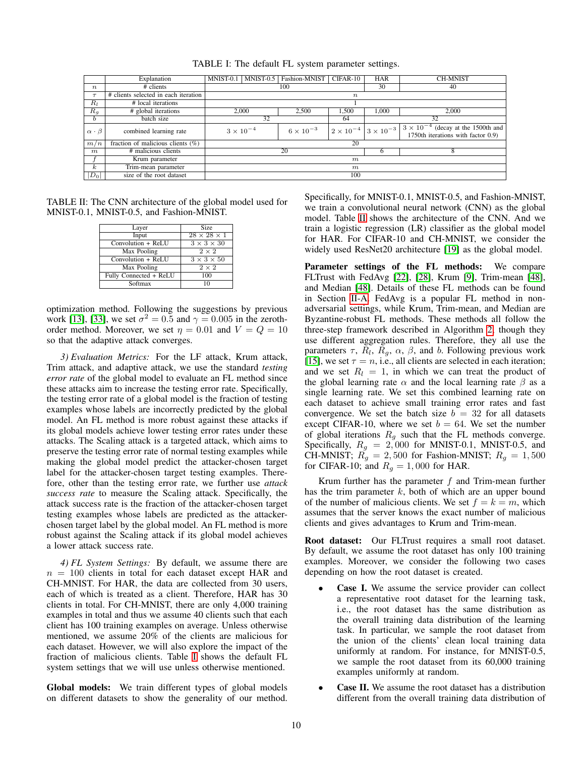TABLE I: The default FL system parameter settings.

| | Explanation | MNIST-0.1 | MNIST-0.5 | Fashion-MNIST | CIFAR-10 | HAR | CH-MNIST |
|---|---|---|---|---|---|---|---|
| $n$ | # clients | 100 | | | | 30 | 40 |
| $\tau$ | # clients selected in each iteration | $n$ | | | | | |
| $R_l$ | # local iterations | 1 | | | | | |
| $R_g$ | # global iterations | 2,000 | | 2,500 | 1,500 | 1,000 | 2,000 |
| $b$ | batch size | 32 | | | 64 | 32 | |
| $\alpha \cdot \beta$ | combined learning rate | $3 \times 10^{-4}$ | | $6 \times 10^{-3}$ | $2 \times 10^{-4}$ | $3 \times 10^{-3}$ | $3 \times 10^{-4}$ (decay at the 1500th and 1750th iterations with factor 0.9) |
| $m/n$ | fraction of malicious clients (%) | 20 | | | | | |
| $m$ | # malicious clients | 20 | | | | 6 | 8 |
| $f$ | Krum parameter | $m$ | | | | | |
| $k$ | Trim-mean parameter | $m$ | | | | | |
| $\|D_0\|$ | size of the root dataset | 100 | | | | | |

TABLE II: The CNN architecture of the global model used for MNIST-0.1, MNIST-0.5, and Fashion-MNIST.

| Layer | Size |
|---|---|
| Input | $28 \times 28 \times 1$ |
| Convolution + ReLU | $3 \times 3 \times 30$ |
| Max Pooling | $2 \times 2$ |
| Convolution + ReLU | $3 \times 3 \times 50$ |
| Max Pooling | $2 \times 2$ |
| Fully Connected + ReLU | 100 |
| Softmax | 10 |

optimization method. Following the suggestions by previous work [13], [33], we set $\sigma^2 = 0.5$ and $\gamma = 0.005$ in the zeroth-order method. Moreover, we set $\eta = 0.01$ and $V = Q = 10$ so that the adaptive attack converges.

*3) Evaluation Metrics:* For the LF attack, Krum attack, Trim attack, and adaptive attack, we use the standard *testing error rate* of the global model to evaluate an FL method since these attacks aim to increase the testing error rate. Specifically, the testing error rate of a global model is the fraction of testing examples whose labels are incorrectly predicted by the global model. An FL method is more robust against these attacks if its global models achieve lower testing error rates under these attacks. The Scaling attack is a targeted attack, which aims to preserve the testing error rate of normal testing examples while making the global model predict the attacker-chosen target label for the attacker-chosen target testing examples. Therefore, other than the testing error rate, we further use *attack success rate* to measure the Scaling attack. Specifically, the attack success rate is the fraction of the attacker-chosen target testing examples whose labels are predicted as the attacker-chosen target label by the global model. An FL method is more robust against the Scaling attack if its global model achieves a lower attack success rate.

*4) FL System Settings:* By default, we assume there are $n = 100$ clients in total for each dataset except HAR and CH-MNIST. For HAR, the data are collected from 30 users, each of which is treated as a client. Therefore, HAR has 30 clients in total. For CH-MNIST, there are only 4,000 training examples in total and thus we assume 40 clients such that each client has 100 training examples on average. Unless otherwise mentioned, we assume 20% of the clients are malicious for each dataset. However, we will also explore the impact of the fraction of malicious clients. Table I shows the default FL system settings that we will use unless otherwise mentioned.

**Global models:** We train different types of global models on different datasets to show the generality of our method. Specifically, for MNIST-0.1, MNIST-0.5, and Fashion-MNIST, we train a convolutional neural network (CNN) as the global model. Table II shows the architecture of the CNN. And we train a logistic regression (LR) classifier as the global model for HAR. For CIFAR-10 and CH-MNIST, we consider the widely used ResNet20 architecture [19] as the global model.

**Parameter settings of the FL methods:** We compare FLTrust with FedAvg [22], [28], Krum [9], Trim-mean [48], and Median [48]. Details of these FL methods can be found in Section II-A. FedAvg is a popular FL method in non-adversarial settings, while Krum, Trim-mean, and Median are Byzantine-robust FL methods. These methods all follow the three-step framework described in Algorithm 2, though they use different aggregation rules. Therefore, they all use the parameters $\tau$, $R_l$, $R_g$, $\alpha$, $\beta$, and $b$. Following previous work [15], we set $\tau = n$, i.e., all clients are selected in each iteration; and we set $R_l = 1$, in which we can treat the product of the global learning rate $\alpha$ and the local learning rate $\beta$ as a single learning rate. We set this combined learning rate on each dataset to achieve small training error rates and fast convergence. We set the batch size $b = 32$ for all datasets except CIFAR-10, where we set $b = 64$. We set the number of global iterations $R_g$ such that the FL methods converge. Specifically, $R_g = 2,000$ for MNIST-0.1, MNIST-0.5, and CH-MNIST; $R_g = 2,500$ for Fashion-MNIST; $R_g = 1,500$ for CIFAR-10; and $R_g = 1,000$ for HAR.

Krum further has the parameter $f$ and Trim-mean further has the trim parameter $k$, both of which are an upper bound of the number of malicious clients. We set $f = k = m$, which assumes that the server knows the exact number of malicious clients and gives advantages to Krum and Trim-mean.

**Root dataset:** Our FLTrust requires a small root dataset. By default, we assume the root dataset has only 100 training examples. Moreover, we consider the following two cases depending on how the root dataset is created.

- **Case I.** We assume the service provider can collect a representative root dataset for the learning task, i.e., the root dataset has the same distribution as the overall training data distribution of the learning task. In particular, we sample the root dataset from the union of the clients' clean local training data uniformly at random. For instance, for MNIST-0.5, we sample the root dataset from its 60,000 training examples uniformly at random.
- **Case II.** We assume the root dataset has a distribution different from the overall training data distribution of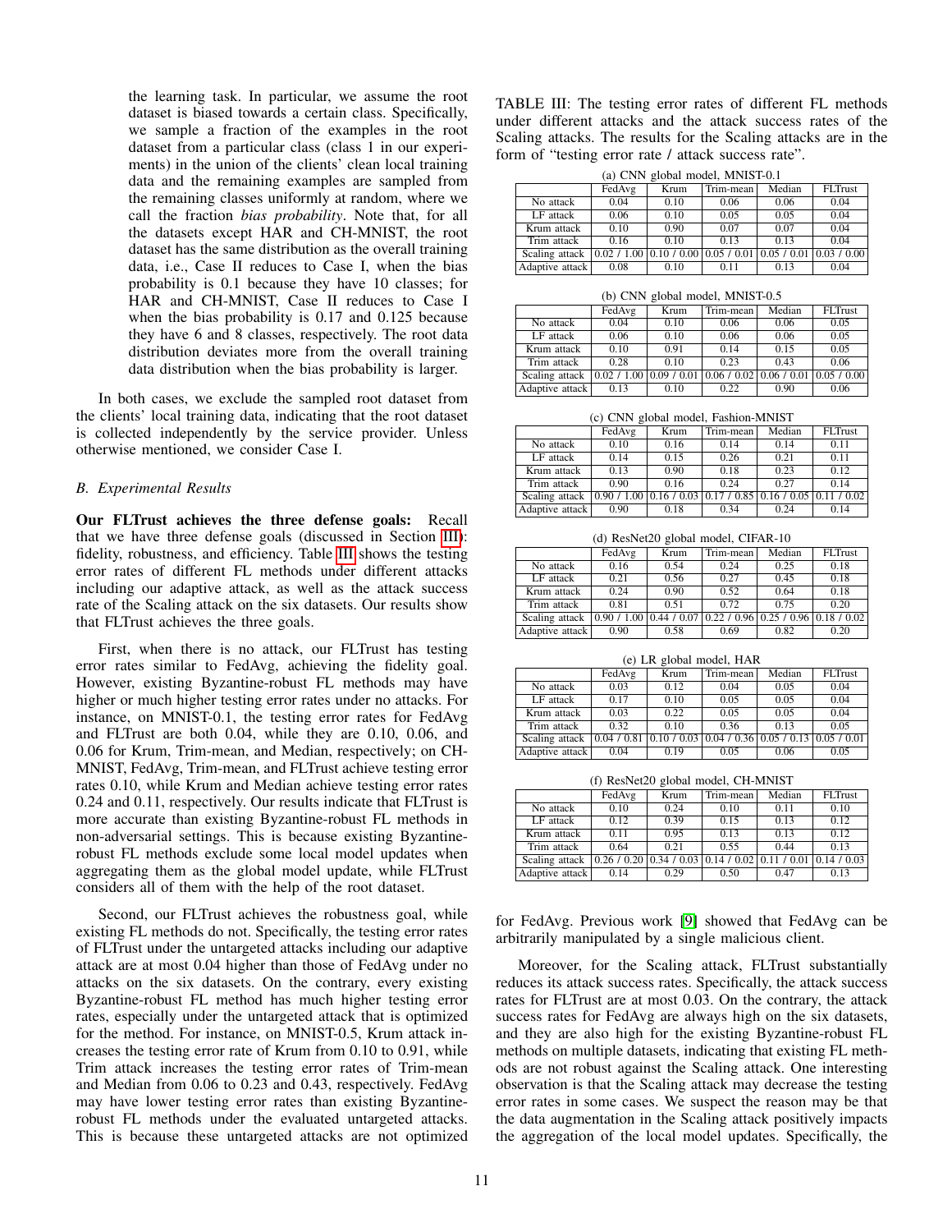the learning task. In particular, we assume the root dataset is biased towards a certain class. Specifically, we sample a fraction of the examples in the root dataset from a particular class (class 1 in our experiments) in the union of the clients' clean local training data and the remaining examples are sampled from the remaining classes uniformly at random, where we call the fraction *bias probability*. Note that, for all the datasets except HAR and CH-MNIST, the root dataset has the same distribution as the overall training data, i.e., Case II reduces to Case I, when the bias probability is 0.1 because they have 10 classes; for HAR and CH-MNIST, Case II reduces to Case I when the bias probability is 0.17 and 0.125 because they have 6 and 8 classes, respectively. The root data distribution deviates more from the overall training data distribution when the bias probability is larger.

In both cases, we exclude the sampled root dataset from the clients' local training data, indicating that the root dataset is collected independently by the service provider. Unless otherwise mentioned, we consider Case I.

### B. Experimental Results

**Our FLTrust achieves the three defense goals:** Recall that we have three defense goals (discussed in Section III): fidelity, robustness, and efficiency. Table III shows the testing error rates of different FL methods under different attacks including our adaptive attack, as well as the attack success rate of the Scaling attack on the six datasets. Our results show that FLTrust achieves the three goals.

First, when there is no attack, our FLTrust has testing error rates similar to FedAvg, achieving the fidelity goal. However, existing Byzantine-robust FL methods may have higher or much higher testing error rates under no attacks. For instance, on MNIST-0.1, the testing error rates for FedAvg and FLTrust are both 0.04, while they are 0.10, 0.06, and 0.06 for Krum, Trim-mean, and Median, respectively; on CH-MNIST, FedAvg, Trim-mean, and FLTrust achieve testing error rates 0.10, while Krum and Median achieve testing error rates 0.24 and 0.11, respectively. Our results indicate that FLTrust is more accurate than existing Byzantine-robust FL methods in non-adversarial settings. This is because existing Byzantine-robust FL methods exclude some local model updates when aggregating them as the global model update, while FLTrust considers all of them with the help of the root dataset.

Second, our FLTrust achieves the robustness goal, while existing FL methods do not. Specifically, the testing error rates of FLTrust under the untargeted attacks including our adaptive attack are at most 0.04 higher than those of FedAvg under no attacks on the six datasets. On the contrary, every existing Byzantine-robust FL method has much higher testing error rates, especially under the untargeted attack that is optimized for the method. For instance, on MNIST-0.5, Krum attack increases the testing error rate of Krum from 0.10 to 0.91, while Trim attack increases the testing error rates of Trim-mean and Median from 0.06 to 0.23 and 0.43, respectively. FedAvg may have lower testing error rates than existing Byzantine-robust FL methods under the evaluated untargeted attacks. This is because these untargeted attacks are not optimized for FedAvg. Previous work [9] showed that FedAvg can be arbitrarily manipulated by a single malicious client.

Moreover, for the Scaling attack, FLTrust substantially reduces its attack success rates. Specifically, the attack success rates for FLTrust are at most 0.03. On the contrary, the attack success rates for FedAvg are always high on the six datasets, and they are also high for the existing Byzantine-robust FL methods on multiple datasets, indicating that existing FL methods are not robust against the Scaling attack. One interesting observation is that the Scaling attack may decrease the testing error rates in some cases. We suspect the reason may be that the data augmentation in the Scaling attack positively impacts the aggregation of the local model updates. Specifically, the

TABLE III: The testing error rates of different FL methods under different attacks and the attack success rates of the Scaling attacks. The results for the Scaling attacks are in the form of "testing error rate / attack success rate".

(a) CNN global model, MNIST-0.1

| | FedAvg | Krum | Trim-mean | Median | FLTrust |
|---|---|---|---|---|---|
| No attack | 0.04 | 0.10 | 0.06 | 0.06 | 0.04 |
| LF attack | 0.06 | 0.10 | 0.05 | 0.05 | 0.04 |
| Krum attack | 0.10 | 0.90 | 0.07 | 0.07 | 0.04 |
| Trim attack | 0.16 | 0.10 | 0.13 | 0.13 | 0.04 |
| Scaling attack | 0.02 / 1.00 | 0.10 / 0.00 | 0.05 / 0.01 | 0.05 / 0.01 | 0.03 / 0.00 |
| Adaptive attack | 0.08 | 0.10 | 0.11 | 0.13 | 0.04 |

(b) CNN global model, MNIST-0.5

| | FedAvg | Krum | Trim-mean | Median | FLTrust |
|---|---|---|---|---|---|
| No attack | 0.04 | 0.10 | 0.06 | 0.06 | 0.05 |
| LF attack | 0.06 | 0.10 | 0.06 | 0.06 | 0.05 |
| Krum attack | 0.10 | 0.91 | 0.14 | 0.15 | 0.05 |
| Trim attack | 0.28 | 0.10 | 0.23 | 0.43 | 0.06 |
| Scaling attack | 0.02 / 1.00 | 0.09 / 0.01 | 0.06 / 0.02 | 0.06 / 0.01 | 0.05 / 0.00 |
| Adaptive attack | 0.13 | 0.10 | 0.22 | 0.90 | 0.06 |

(c) CNN global model, Fashion-MNIST

| | FedAvg | Krum | Trim-mean | Median | FLTrust |
|---|---|---|---|---|---|
| No attack | 0.10 | 0.16 | 0.14 | 0.14 | 0.11 |
| LF attack | 0.14 | 0.15 | 0.26 | 0.21 | 0.11 |
| Krum attack | 0.13 | 0.90 | 0.18 | 0.23 | 0.12 |
| Trim attack | 0.90 | 0.16 | 0.24 | 0.27 | 0.14 |
| Scaling attack | 0.90 / 1.00 | 0.16 / 0.03 | 0.17 / 0.85 | 0.16 / 0.05 | 0.11 / 0.02 |
| Adaptive attack | 0.90 | 0.18 | 0.34 | 0.24 | 0.14 |

(d) ResNet20 global model, CIFAR-10

| | FedAvg | Krum | Trim-mean | Median | FLTrust |
|---|---|---|---|---|---|
| No attack | 0.16 | 0.54 | 0.24 | 0.25 | 0.18 |
| LF attack | 0.21 | 0.56 | 0.27 | 0.45 | 0.18 |
| Krum attack | 0.24 | 0.90 | 0.52 | 0.64 | 0.18 |
| Trim attack | 0.81 | 0.51 | 0.72 | 0.75 | 0.20 |
| Scaling attack | 0.90 / 1.00 | 0.44 / 0.07 | 0.22 / 0.96 | 0.25 / 0.96 | 0.18 / 0.02 |
| Adaptive attack | 0.90 | 0.58 | 0.69 | 0.82 | 0.20 |

(e) LR global model, HAR

| | FedAvg | Krum | Trim-mean | Median | FLTrust |
|---|---|---|---|---|---|
| No attack | 0.03 | 0.12 | 0.04 | 0.05 | 0.04 |
| LF attack | 0.17 | 0.10 | 0.05 | 0.05 | 0.04 |
| Krum attack | 0.03 | 0.22 | 0.05 | 0.05 | 0.04 |
| Trim attack | 0.32 | 0.10 | 0.36 | 0.13 | 0.05 |
| Scaling attack | 0.04 / 0.81 | 0.10 / 0.03 | 0.04 / 0.36 | 0.05 / 0.13 | 0.05 / 0.01 |
| Adaptive attack | 0.04 | 0.19 | 0.05 | 0.06 | 0.05 |

(f) ResNet20 global model, CH-MNIST

| | FedAvg | Krum | Trim-mean | Median | FLTrust |
|---|---|---|---|---|---|
| No attack | 0.10 | 0.24 | 0.10 | 0.11 | 0.10 |
| LF attack | 0.12 | 0.39 | 0.15 | 0.13 | 0.12 |
| Krum attack | 0.11 | 0.95 | 0.13 | 0.13 | 0.12 |
| Trim attack | 0.64 | 0.21 | 0.55 | 0.44 | 0.13 |
| Scaling attack | 0.26 / 0.20 | 0.34 / 0.03 | 0.14 / 0.02 | 0.11 / 0.01 | 0.14 / 0.03 |
| Adaptive attack | 0.14 | 0.29 | 0.50 | 0.47 | 0.13 |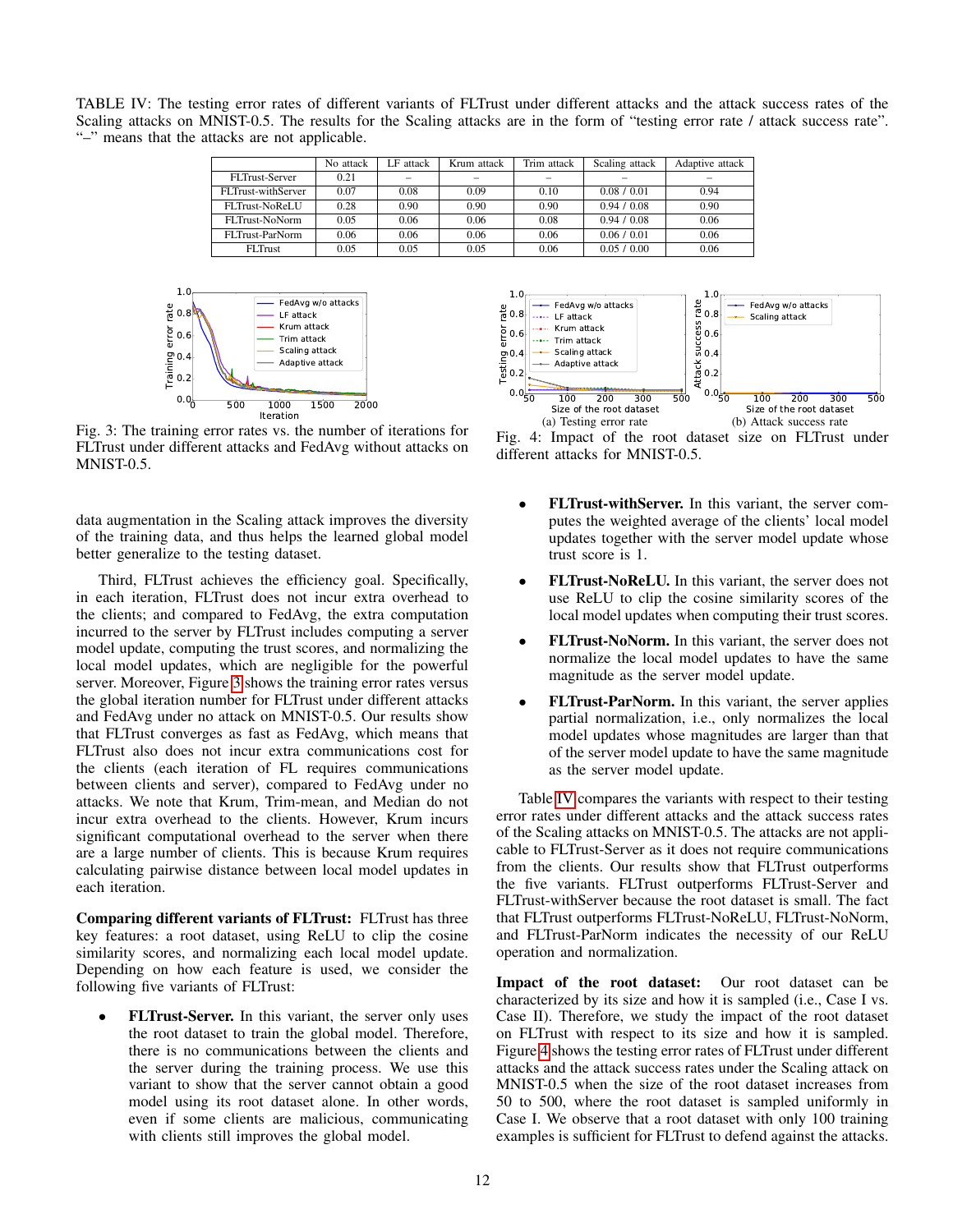TABLE IV: The testing error rates of different variants of FLTrust under different attacks and the attack success rates of the Scaling attacks on MNIST-0.5. The results for the Scaling attacks are in the form of "testing error rate / attack success rate". "–" means that the attacks are not applicable.

| | No attack | LF attack | Krum attack | Trim attack | Scaling attack | Adaptive attack |
|---|---|---|---|---|---|---|
| FLTrust-Server | 0.21 | – | – | – | – | – |
| FLTrust-withServer | 0.07 | 0.08 | 0.09 | 0.10 | 0.08 / 0.01 | 0.94 |
| FLTrust-NoReLU | 0.28 | 0.90 | 0.90 | 0.90 | 0.94 / 0.08 | 0.90 |
| FLTrust-NoNorm | 0.05 | 0.06 | 0.06 | 0.08 | 0.94 / 0.08 | 0.06 |
| FLTrust-ParNorm | 0.06 | 0.06 | 0.06 | 0.06 | 0.06 / 0.01 | 0.06 |
| FLTrust | 0.05 | 0.05 | 0.05 | 0.06 | 0.05 / 0.00 | 0.06 |

Fig. 3: The training error rates vs. the number of iterations for FLTrust under different attacks and FedAvg without attacks on MNIST-0.5.

(a) Testing error rate (b) Attack success rate

Fig. 4: Impact of the root dataset size on FLTrust under different attacks for MNIST-0.5.

data augmentation in the Scaling attack improves the diversity of the training data, and thus helps the learned global model better generalize to the testing dataset.

Third, FLTrust achieves the efficiency goal. Specifically, in each iteration, FLTrust does not incur extra overhead to the clients; and compared to FedAvg, the extra computation incurred to the server by FLTrust includes computing a server model update, computing the trust scores, and normalizing the local model updates, which are negligible for the powerful server. Moreover, Figure 3 shows the training error rates versus the global iteration number for FLTrust under different attacks and FedAvg under no attack on MNIST-0.5. Our results show that FLTrust converges as fast as FedAvg, which means that FLTrust also does not incur extra communications cost for the clients (each iteration of FL requires communications between clients and server), compared to FedAvg under no attacks. We note that Krum, Trim-mean, and Median do not incur extra overhead to the clients. However, Krum incurs significant computational overhead to the server when there are a large number of clients. This is because Krum requires calculating pairwise distance between local model updates in each iteration.

**Comparing different variants of FLTrust:** FLTrust has three key features: a root dataset, using ReLU to clip the cosine similarity scores, and normalizing each local model update. Depending on how each feature is used, we consider the following five variants of FLTrust:

- **FLTrust-Server.** In this variant, the server only uses the root dataset to train the global model. Therefore, there is no communications between the clients and the server during the training process. We use this variant to show that the server cannot obtain a good model using its root dataset alone. In other words, even if some clients are malicious, communicating with clients still improves the global model.
- **FLTrust-withServer.** In this variant, the server computes the weighted average of the clients' local model updates together with the server model update whose trust score is 1.
- **FLTrust-NoReLU.** In this variant, the server does not use ReLU to clip the cosine similarity scores of the local model updates when computing their trust scores.
- **FLTrust-NoNorm.** In this variant, the server does not normalize the local model updates to have the same magnitude as the server model update.
- **FLTrust-ParNorm.** In this variant, the server applies partial normalization, i.e., only normalizes the local model updates whose magnitudes are larger than that of the server model update to have the same magnitude as the server model update.

Table IV compares the variants with respect to their testing error rates under different attacks and the attack success rates of the Scaling attacks on MNIST-0.5. The attacks are not applicable to FLTrust-Server as it does not require communications from the clients. Our results show that FLTrust outperforms the five variants. FLTrust outperforms FLTrust-Server and FLTrust-withServer because the root dataset is small. The fact that FLTrust outperforms FLTrust-NoReLU, FLTrust-NoNorm, and FLTrust-ParNorm indicates the necessity of our ReLU operation and normalization.

**Impact of the root dataset:** Our root dataset can be characterized by its size and how it is sampled (i.e., Case I vs. Case II). Therefore, we study the impact of the root dataset on FLTrust with respect to its size and how it is sampled. Figure 4 shows the testing error rates of FLTrust under different attacks and the attack success rates under the Scaling attack on MNIST-0.5 when the size of the root dataset increases from 50 to 500, where the root dataset is sampled uniformly in Case I. We observe that a root dataset with only 100 training examples is sufficient for FLTrust to defend against the attacks.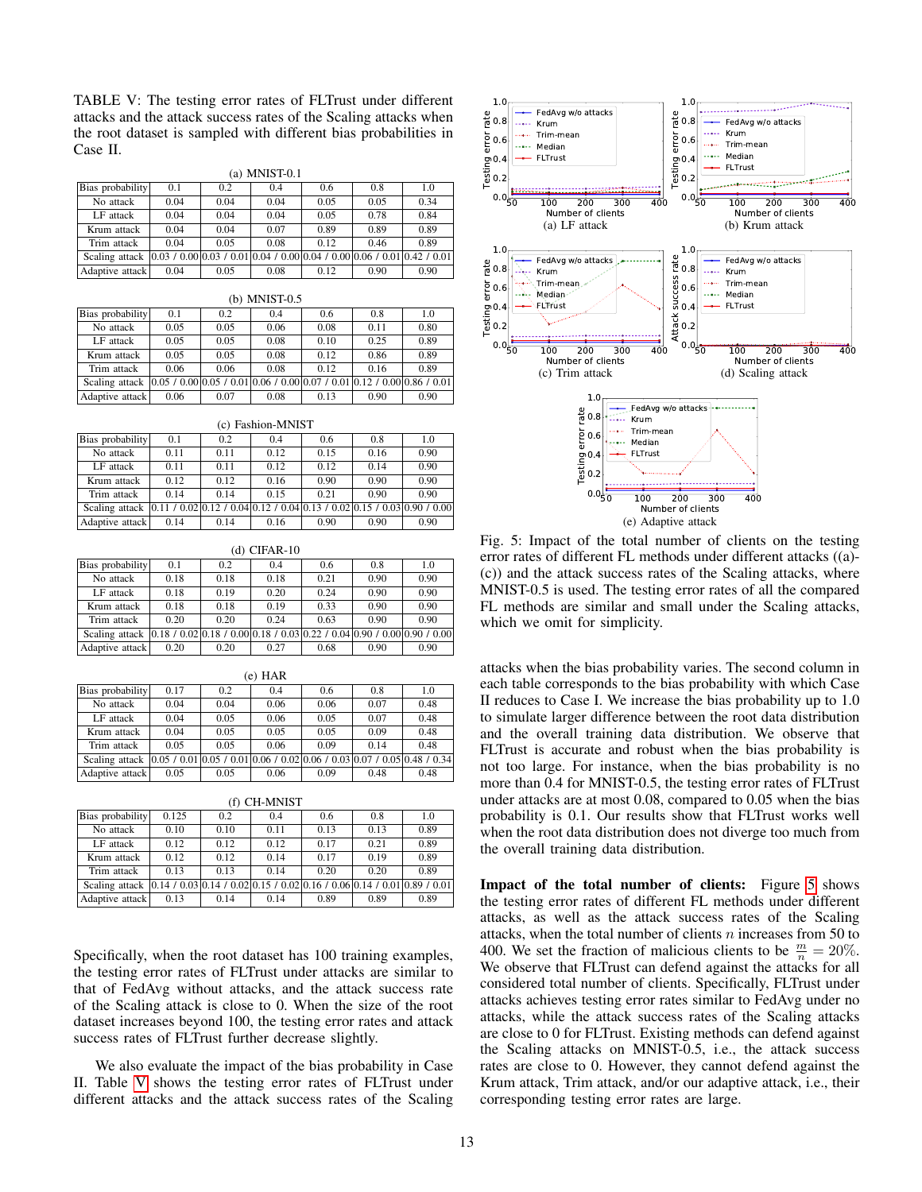TABLE V: The testing error rates of FLTrust under different attacks and the attack success rates of the Scaling attacks when the root dataset is sampled with different bias probabilities in Case II.

(a) MNIST-0.1

| Bias probability | 0.1 | 0.2 | 0.4 | 0.6 | 0.8 | 1.0 |
|---|---|---|---|---|---|---|
| No attack | 0.04 | 0.04 | 0.04 | 0.05 | 0.05 | 0.34 |
| LF attack | 0.04 | 0.04 | 0.04 | 0.05 | 0.78 | 0.84 |
| Krum attack | 0.04 | 0.04 | 0.07 | 0.89 | 0.89 | 0.89 |
| Trim attack | 0.04 | 0.05 | 0.08 | 0.12 | 0.46 | 0.89 |
| Scaling attack | 0.03 / 0.00 | 0.03 / 0.01 | 0.04 / 0.00 | 0.04 / 0.00 | 0.06 / 0.01 | 0.42 / 0.01 |
| Adaptive attack | 0.04 | 0.05 | 0.08 | 0.12 | 0.90 | 0.90 |

(b) MNIST-0.5

| Bias probability | 0.1 | 0.2 | 0.4 | 0.6 | 0.8 | 1.0 |
|---|---|---|---|---|---|---|
| No attack | 0.05 | 0.05 | 0.06 | 0.08 | 0.11 | 0.80 |
| LF attack | 0.05 | 0.05 | 0.08 | 0.10 | 0.25 | 0.89 |
| Krum attack | 0.05 | 0.05 | 0.08 | 0.12 | 0.86 | 0.89 |
| Trim attack | 0.06 | 0.06 | 0.08 | 0.12 | 0.16 | 0.89 |
| Scaling attack | 0.05 / 0.00 | 0.05 / 0.01 | 0.06 / 0.00 | 0.07 / 0.01 | 0.12 / 0.00 | 0.86 / 0.01 |
| Adaptive attack | 0.06 | 0.07 | 0.08 | 0.13 | 0.90 | 0.90 |

(c) Fashion-MNIST

| Bias probability | 0.1 | 0.2 | 0.4 | 0.6 | 0.8 | 1.0 |
|---|---|---|---|---|---|---|
| No attack | 0.11 | 0.11 | 0.12 | 0.15 | 0.16 | 0.90 |
| LF attack | 0.11 | 0.11 | 0.12 | 0.12 | 0.14 | 0.90 |
| Krum attack | 0.12 | 0.12 | 0.16 | 0.90 | 0.90 | 0.90 |
| Trim attack | 0.14 | 0.14 | 0.15 | 0.21 | 0.90 | 0.90 |
| Scaling attack | 0.11 / 0.02 | 0.12 / 0.04 | 0.12 / 0.04 | 0.13 / 0.02 | 0.15 / 0.03 | 0.90 / 0.00 |
| Adaptive attack | 0.14 | 0.14 | 0.16 | 0.90 | 0.90 | 0.90 |

(d) CIFAR-10

| Bias probability | 0.1 | 0.2 | 0.4 | 0.6 | 0.8 | 1.0 |
|---|---|---|---|---|---|---|
| No attack | 0.18 | 0.18 | 0.18 | 0.21 | 0.90 | 0.90 |
| LF attack | 0.18 | 0.19 | 0.20 | 0.24 | 0.90 | 0.90 |
| Krum attack | 0.18 | 0.18 | 0.19 | 0.33 | 0.90 | 0.90 |
| Trim attack | 0.20 | 0.20 | 0.24 | 0.63 | 0.90 | 0.90 |
| Scaling attack | 0.18 / 0.02 | 0.18 / 0.00 | 0.18 / 0.03 | 0.22 / 0.04 | 0.90 / 0.00 | 0.90 / 0.00 |
| Adaptive attack | 0.20 | 0.20 | 0.27 | 0.68 | 0.90 | 0.90 |

(e) HAR

| Bias probability | 0.17 | 0.2 | 0.4 | 0.6 | 0.8 | 1.0 |
|---|---|---|---|---|---|---|
| No attack | 0.04 | 0.04 | 0.06 | 0.06 | 0.07 | 0.48 |
| LF attack | 0.04 | 0.05 | 0.06 | 0.05 | 0.07 | 0.48 |
| Krum attack | 0.04 | 0.05 | 0.05 | 0.05 | 0.09 | 0.48 |
| Trim attack | 0.05 | 0.05 | 0.06 | 0.09 | 0.14 | 0.48 |
| Scaling attack | 0.05 / 0.01 | 0.05 / 0.01 | 0.06 / 0.02 | 0.06 / 0.03 | 0.07 / 0.05 | 0.48 / 0.34 |
| Adaptive attack | 0.05 | 0.05 | 0.06 | 0.09 | 0.48 | 0.48 |

(f) CH-MNIST

| Bias probability | 0.125 | 0.2 | 0.4 | 0.6 | 0.8 | 1.0 |
|---|---|---|---|---|---|---|
| No attack | 0.10 | 0.10 | 0.11 | 0.13 | 0.13 | 0.89 |
| LF attack | 0.12 | 0.12 | 0.12 | 0.17 | 0.21 | 0.89 |
| Krum attack | 0.12 | 0.12 | 0.14 | 0.17 | 0.19 | 0.89 |
| Trim attack | 0.13 | 0.13 | 0.14 | 0.20 | 0.20 | 0.89 |
| Scaling attack | 0.14 / 0.03 | 0.14 / 0.02 | 0.15 / 0.02 | 0.16 / 0.06 | 0.14 / 0.01 | 0.89 / 0.01 |
| Adaptive attack | 0.13 | 0.14 | 0.14 | 0.89 | 0.89 | 0.89 |

Specifically, when the root dataset has 100 training examples, the testing error rates of FLTrust under attacks are similar to that of FedAvg without attacks, and the attack success rate of the Scaling attack is close to 0. When the size of the root dataset increases beyond 100, the testing error rates and attack success rates of FLTrust further decrease slightly.

We also evaluate the impact of the bias probability in Case II. Table V shows the testing error rates of FLTrust under different attacks and the attack success rates of the Scaling attacks when the bias probability varies. The second column in each table corresponds to the bias probability with which Case II reduces to Case I. We increase the bias probability up to 1.0 to simulate larger difference between the root data distribution and the overall training data distribution. We observe that FLTrust is accurate and robust when the bias probability is not too large. For instance, when the bias probability is no more than 0.4 for MNIST-0.5, the testing error rates of FLTrust under attacks are at most 0.08, compared to 0.05 when the bias probability is 0.1. Our results show that FLTrust works well when the root data distribution does not diverge too much from the overall training data distribution.

Fig. 5: Impact of the total number of clients on the testing error rates of different FL methods under different attacks ((a)-(c)) and the attack success rates of the Scaling attacks, where MNIST-0.5 is used. The testing error rates of all the compared FL methods are similar and small under the Scaling attacks, which we omit for simplicity.

**Impact of the total number of clients:** Figure 5 shows the testing error rates of different FL methods under different attacks, as well as the attack success rates of the Scaling attacks, when the total number of clients $n$ increases from 50 to 400. We set the fraction of malicious clients to be $\frac{m}{n} = 20\%$. We observe that FLTrust can defend against the attacks for all considered total number of clients. Specifically, FLTrust under attacks achieves testing error rates similar to FedAvg under no attacks, while the attack success rates of the Scaling attacks are close to 0 for FLTrust. Existing methods can defend against the Scaling attacks on MNIST-0.5, i.e., the attack success rates are close to 0. However, they cannot defend against the Krum attack, Trim attack, and/or our adaptive attack, i.e., their corresponding testing error rates are large.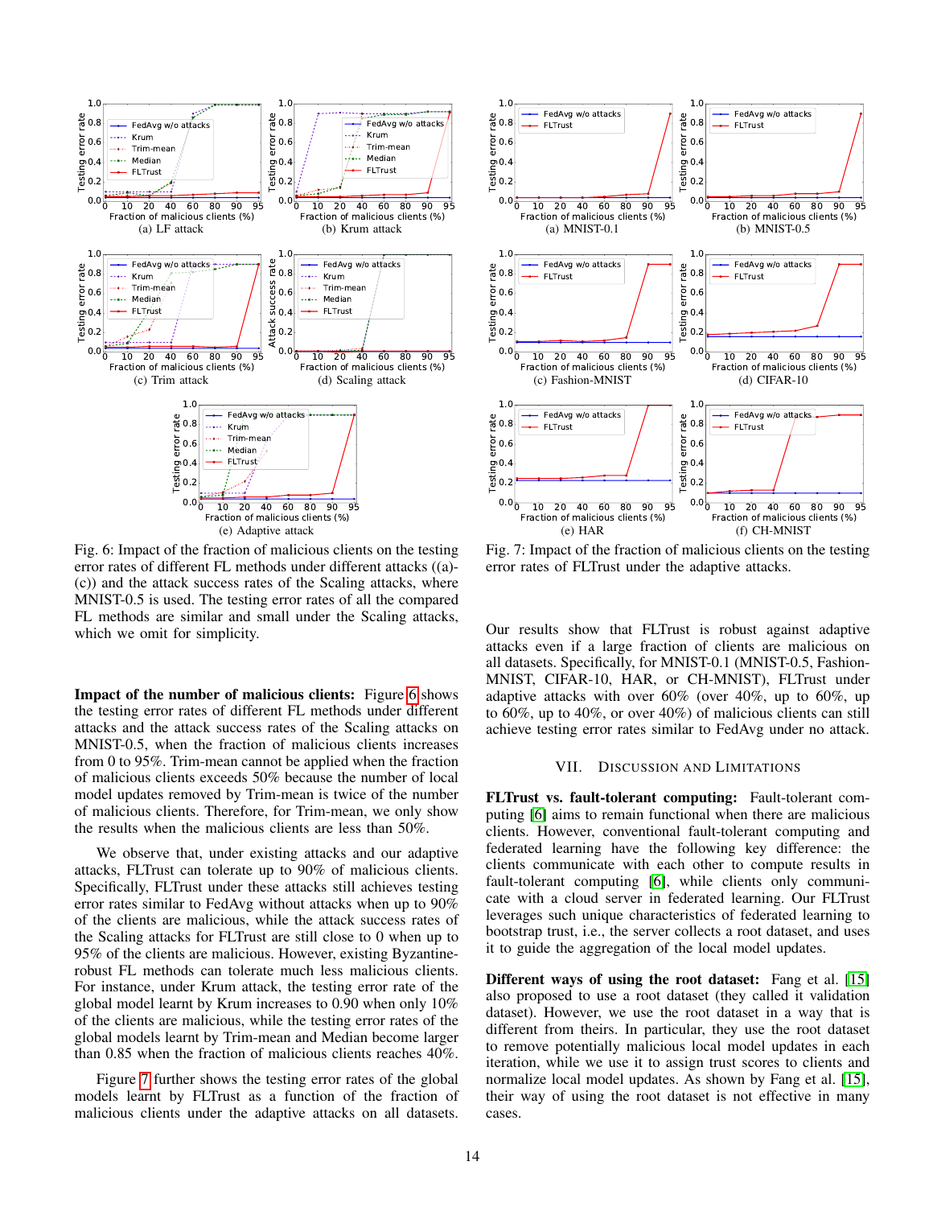Fig. 6: Impact of the fraction of malicious clients on the testing error rates of different FL methods under different attacks ((a)-(c)) and the attack success rates of the Scaling attacks, where MNIST-0.5 is used. The testing error rates of all the compared FL methods are similar and small under the Scaling attacks, which we omit for simplicity.

Fig. 7: Impact of the fraction of malicious clients on the testing error rates of FLTrust under the adaptive attacks.

**Impact of the number of malicious clients:** Figure 6 shows the testing error rates of different FL methods under different attacks and the attack success rates of the Scaling attacks on MNIST-0.5, when the fraction of malicious clients increases from 0 to 95%. Trim-mean cannot be applied when the fraction of malicious clients exceeds 50% because the number of local model updates removed by Trim-mean is twice of the number of malicious clients. Therefore, for Trim-mean, we only show the results when the malicious clients are less than 50%.

We observe that, under existing attacks and our adaptive attacks, FLTrust can tolerate up to 90% of malicious clients. Specifically, FLTrust under these attacks still achieves testing error rates similar to FedAvg without attacks when up to 90% of the clients are malicious, while the attack success rates of the Scaling attacks for FLTrust are still close to 0 when up to 95% of the clients are malicious. However, existing Byzantine-robust FL methods can tolerate much less malicious clients. For instance, under Krum attack, the testing error rate of the global model learnt by Krum increases to 0.90 when only 10% of the clients are malicious, while the testing error rates of the global models learnt by Trim-mean and Median become larger than 0.85 when the fraction of malicious clients reaches 40%.

Figure 7 further shows the testing error rates of the global models learnt by FLTrust as a function of the fraction of malicious clients under the adaptive attacks on all datasets. Our results show that FLTrust is robust against adaptive attacks even if a large fraction of clients are malicious on all datasets. Specifically, for MNIST-0.1 (MNIST-0.5, Fashion-MNIST, CIFAR-10, HAR, or CH-MNIST), FLTrust under adaptive attacks with over 60% (over 40%, up to 60%, up to 60%, up to 40%, or over 40%) of malicious clients can still achieve testing error rates similar to FedAvg under no attack.

## VII. Discussion and Limitations

**FLTrust vs. fault-tolerant computing:** Fault-tolerant computing [6] aims to remain functional when there are malicious clients. However, conventional fault-tolerant computing and federated learning have the following key difference: the clients communicate with each other to compute results in fault-tolerant computing [6], while clients only communicate with a cloud server in federated learning. Our FLTrust leverages such unique characteristics of federated learning to bootstrap trust, i.e., the server collects a root dataset, and uses it to guide the aggregation of the local model updates.

**Different ways of using the root dataset:** Fang et al. [15] also proposed to use a root dataset (they called it validation dataset). However, we use the root dataset in a way that is different from theirs. In particular, they use the root dataset to remove potentially malicious local model updates in each iteration, while we use it to assign trust scores to clients and normalize local model updates. As shown by Fang et al. [15], their way of using the root dataset is not effective in many cases.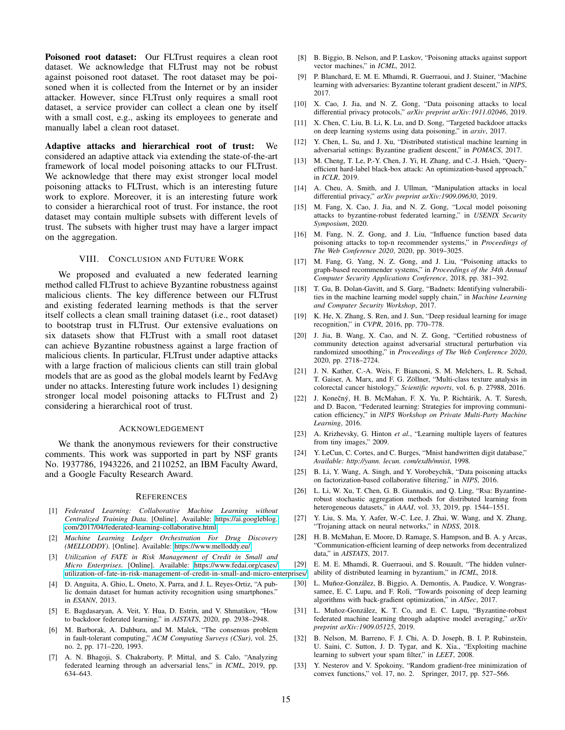**Poisoned root dataset:** Our FLTrust requires a clean root dataset. We acknowledge that FLTrust may not be robust against poisoned root dataset. The root dataset may be poisoned when it is collected from the Internet or by an insider attacker. However, since FLTrust only requires a small root dataset, a service provider can collect a clean one by itself with a small cost, e.g., asking its employees to generate and manually label a clean root dataset.

**Adaptive attacks and hierarchical root of trust:** We considered an adaptive attack via extending the state-of-the-art framework of local model poisoning attacks to our FLTrust. We acknowledge that there may exist stronger local model poisoning attacks to FLTrust, which is an interesting future work to explore. Moreover, it is an interesting future work to consider a hierarchical root of trust. For instance, the root dataset may contain multiple subsets with different levels of trust. The subsets with higher trust may have a larger impact on the aggregation.

## VIII. Conclusion and Future Work

We proposed and evaluated a new federated learning method called FLTrust to achieve Byzantine robustness against malicious clients. The key difference between our FLTrust and existing federated learning methods is that the server itself collects a clean small training dataset (i.e., root dataset) to bootstrap trust in FLTrust. Our extensive evaluations on six datasets show that FLTrust with a small root dataset can achieve Byzantine robustness against a large fraction of malicious clients. In particular, FLTrust under adaptive attacks with a large fraction of malicious clients can still train global models that are as good as the global models learnt by FedAvg under no attacks. Interesting future work includes 1) designing stronger local model poisoning attacks to FLTrust and 2) considering a hierarchical root of trust.

## Acknowledgement

We thank the anonymous reviewers for their constructive comments. This work was supported in part by NSF grants No. 1937786, 1943226, and 2110252, an IBM Faculty Award, and a Google Faculty Research Award.

## References

[1] *Federated Learning: Collaborative Machine Learning without Centralized Training Data*. [Online]. Available: https://ai.googleblog.com/2017/04/federated-learning-collaborative.html

[2] *Machine Learning Ledger Orchestration For Drug Discovery (MELLODDY)*. [Online]. Available: https://www.melloddy.eu/

[3] *Utilization of FATE in Risk Management of Credit in Small and Micro Enterprises*. [Online]. Available: https://www.fedai.org/cases/utilization-of-fate-in-risk-management-of-credit-in-small-and-micro-enterprises/

[4] D. Anguita, A. Ghio, L. Oneto, X. Parra, and J. L. Reyes-Ortiz, "A public domain dataset for human activity recognition using smartphones." in *ESANN*, 2013.

[5] E. Bagdasaryan, A. Veit, Y. Hua, D. Estrin, and V. Shmatikov, "How to backdoor federated learning," in *AISTATS*, 2020, pp. 2938–2948.

[6] M. Barborak, A. Dahbura, and M. Malek, "The consensus problem in fault-tolerant computing," *ACM Computing Surveys (CSur)*, vol. 25, no. 2, pp. 171–220, 1993.

[7] A. N. Bhagoji, S. Chakraborty, P. Mittal, and S. Calo, "Analyzing federated learning through an adversarial lens," in *ICML*, 2019, pp. 634–643.

[8] B. Biggio, B. Nelson, and P. Laskov, "Poisoning attacks against support vector machines," in *ICML*, 2012.

[9] P. Blanchard, E. M. E. Mhamdi, R. Guerraoui, and J. Stainer, "Machine learning with adversaries: Byzantine tolerant gradient descent," in *NIPS*, 2017.

[10] X. Cao, J. Jia, and N. Z. Gong, "Data poisoning attacks to local differential privacy protocols," *arXiv preprint arXiv:1911.02046*, 2019.

[11] X. Chen, C. Liu, B. Li, K. Lu, and D. Song, "Targeted backdoor attacks on deep learning systems using data poisoning," in *arxiv*, 2017.

[12] Y. Chen, L. Su, and J. Xu, "Distributed statistical machine learning in adversarial settings: Byzantine gradient descent," in *POMACS*, 2017.

[13] M. Cheng, T. Le, P.-Y. Chen, J. Yi, H. Zhang, and C.-J. Hsieh, "Query-efficient hard-label black-box attack: An optimization-based approach," in *ICLR*, 2019.

[14] A. Cheu, A. Smith, and J. Ullman, "Manipulation attacks in local differential privacy," *arXiv preprint arXiv:1909.09630*, 2019.

[15] M. Fang, X. Cao, J. Jia, and N. Z. Gong, "Local model poisoning attacks to byzantine-robust federated learning," in *USENIX Security Symposium*, 2020.

[16] M. Fang, N. Z. Gong, and J. Liu, "Influence function based data poisoning attacks to top-n recommender systems," in *Proceedings of The Web Conference 2020*, 2020, pp. 3019–3025.

[17] M. Fang, G. Yang, N. Z. Gong, and J. Liu, "Poisoning attacks to graph-based recommender systems," in *Proceedings of the 34th Annual Computer Security Applications Conference*, 2018, pp. 381–392.

[18] T. Gu, B. Dolan-Gavitt, and S. Garg, "Badnets: Identifying vulnerabilities in the machine learning model supply chain," in *Machine Learning and Computer Security Workshop*, 2017.

[19] K. He, X. Zhang, S. Ren, and J. Sun, "Deep residual learning for image recognition," in *CVPR*, 2016, pp. 770–778.

[20] J. Jia, B. Wang, X. Cao, and N. Z. Gong, "Certified robustness of community detection against adversarial structural perturbation via randomized smoothing," in *Proceedings of The Web Conference 2020*, 2020, pp. 2718–2724.

[21] J. N. Kather, C.-A. Weis, F. Bianconi, S. M. Melchers, L. R. Schad, T. Gaiser, A. Marx, and F. G. Zöllner, "Multi-class texture analysis in colorectal cancer histology," *Scientific reports*, vol. 6, p. 27988, 2016.

[22] J. Konečný, H. B. McMahan, F. X. Yu, P. Richtárik, A. T. Suresh, and D. Bacon, "Federated learning: Strategies for improving communication efficiency," in *NIPS Workshop on Private Multi-Party Machine Learning*, 2016.

[23] A. Krizhevsky, G. Hinton *et al.*, "Learning multiple layers of features from tiny images," 2009.

[24] Y. LeCun, C. Cortes, and C. Burges, "Mnist handwritten digit database," *Available: http://yann. lecun. com/exdb/mnist*, 1998.

[25] B. Li, Y. Wang, A. Singh, and Y. Vorobeychik, "Data poisoning attacks on factorization-based collaborative filtering," in *NIPS*, 2016.

[26] L. Li, W. Xu, T. Chen, G. B. Giannakis, and Q. Ling, "Rsa: Byzantine-robust stochastic aggregation methods for distributed learning from heterogeneous datasets," in *AAAI*, vol. 33, 2019, pp. 1544–1551.

[27] Y. Liu, S. Ma, Y. Aafer, W.-C. Lee, J. Zhai, W. Wang, and X. Zhang, "Trojaning attack on neural networks," in *NDSS*, 2018.

[28] H. B. McMahan, E. Moore, D. Ramage, S. Hampson, and B. A. y Arcas, "Communication-efficient learning of deep networks from decentralized data," in *AISTATS*, 2017.

[29] E. M. E. Mhamdi, R. Guerraoui, and S. Rouault, "The hidden vulnerability of distributed learning in byzantium," in *ICML*, 2018.

[30] L. Muñoz-González, B. Biggio, A. Demontis, A. Paudice, V. Wongrassamee, E. C. Lupu, and F. Roli, "Towards poisoning of deep learning algorithms with back-gradient optimization," in *AISec*, 2017.

[31] L. Muñoz-González, K. T. Co, and E. C. Lupu, "Byzantine-robust federated machine learning through adaptive model averaging," *arXiv preprint arXiv:1909.05125*, 2019.

[32] B. Nelson, M. Barreno, F. J. Chi, A. D. Joseph, B. I. P. Rubinstein, U. Saini, C. Sutton, J. D. Tygar, and K. Xia., "Exploiting machine learning to subvert your spam filter," in *LEET*, 2008.

[33] Y. Nesterov and V. Spokoiny, "Random gradient-free minimization of convex functions," vol. 17, no. 2. Springer, 2017, pp. 527–566.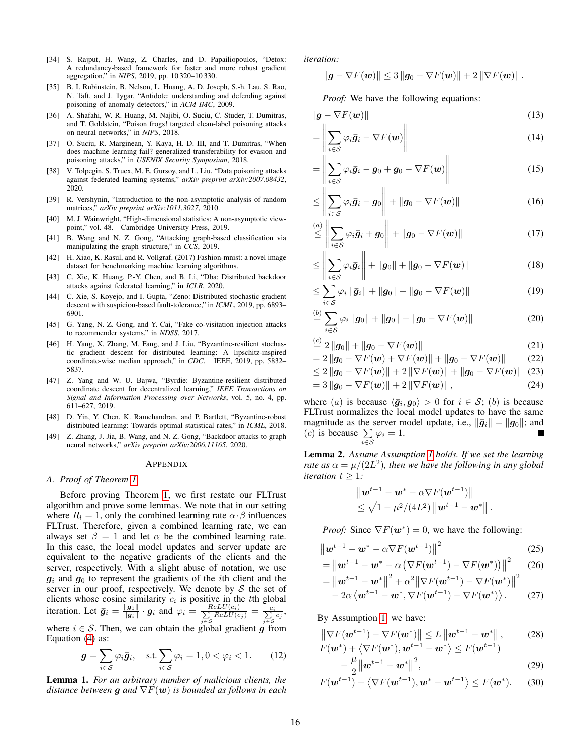[34] S. Rajput, H. Wang, Z. Charles, and D. Papailiopoulos, "Detox: A redundancy-based framework for faster and more robust gradient aggregation," in *NIPS*, 2019, pp. 10 320–10 330.

[35] B. I. Rubinstein, B. Nelson, L. Huang, A. D. Joseph, S.-h. Lau, S. Rao, N. Taft, and J. Tygar, "Antidote: understanding and defending against poisoning of anomaly detectors," in *ACM IMC*, 2009.

[36] A. Shafahi, W. R. Huang, M. Najibi, O. Suciu, C. Studer, T. Dumitras, and T. Goldstein, "Poison frogs! targeted clean-label poisoning attacks on neural networks," in *NIPS*, 2018.

[37] O. Suciu, R. Marginean, Y. Kaya, H. D. III, and T. Dumitras, "When does machine learning fail? generalized transferability for evasion and poisoning attacks," in *USENIX Security Symposium*, 2018.

[38] V. Tolpegin, S. Truex, M. E. Gursoy, and L. Liu, "Data poisoning attacks against federated learning systems," *arXiv preprint arXiv:2007.08432*, 2020.

[39] R. Vershynin, "Introduction to the non-asymptotic analysis of random matrices," *arXiv preprint arXiv:1011.3027*, 2010.

[40] M. J. Wainwright, "High-dimensional statistics: A non-asymptotic viewpoint," vol. 48. Cambridge University Press, 2019.

[41] B. Wang and N. Z. Gong, "Attacking graph-based classification via manipulating the graph structure," in *CCS*, 2019.

[42] H. Xiao, K. Rasul, and R. Vollgraf. (2017) Fashion-mnist: a novel image dataset for benchmarking machine learning algorithms.

[43] C. Xie, K. Huang, P.-Y. Chen, and B. Li, "Dba: Distributed backdoor attacks against federated learning," in *ICLR*, 2020.

[44] C. Xie, S. Koyejo, and I. Gupta, "Zeno: Distributed stochastic gradient descent with suspicion-based fault-tolerance," in *ICML*, 2019, pp. 6893–6901.

[45] G. Yang, N. Z. Gong, and Y. Cai, "Fake co-visitation injection attacks to recommender systems," in *NDSS*, 2017.

[46] H. Yang, X. Zhang, M. Fang, and J. Liu, "Byzantine-resilient stochastic gradient descent for distributed learning: A lipschitz-inspired coordinate-wise median approach," in *CDC*. IEEE, 2019, pp. 5832–5837.

[47] Z. Yang and W. U. Bajwa, "Byrdie: Byzantine-resilient distributed coordinate descent for decentralized learning," *IEEE Transactions on Signal and Information Processing over Networks*, vol. 5, no. 4, pp. 611–627, 2019.

[48] D. Yin, Y. Chen, K. Ramchandran, and P. Bartlett, "Byzantine-robust distributed learning: Towards optimal statistical rates," in *ICML*, 2018.

[49] Z. Zhang, J. Jia, B. Wang, and N. Z. Gong, "Backdoor attacks to graph neural networks," *arXiv preprint arXiv:2006.11165*, 2020.

## APPENDIX

### A. Proof of Theorem 1

Before proving Theorem 1, we first restate our FLTrust algorithm and prove some lemmas. We note that in our setting where $R_l = 1$, only the combined learning rate $\alpha \cdot \beta$ influences FLTrust. Therefore, given a combined learning rate, we can always set $\beta = 1$ and let $\alpha$ be the combined learning rate. In this case, the local model updates and server update are equivalent to the negative gradients of the clients and the server, respectively. With a slight abuse of notation, we use $\boldsymbol{g}_i$ and $\boldsymbol{g}_0$ to represent the gradients of the $i$th client and the server in our proof, respectively. We denote by $\mathcal{S}$ the set of clients whose cosine similarity $c_i$ is positive in the $t$th global iteration. Let $\bar{\boldsymbol{g}}_i = \frac{\|\boldsymbol{g}_0\|}{\|\boldsymbol{g}_i\|} \cdot \boldsymbol{g}_i$ and $\varphi_i = \frac{ReLU(c_i)}{\sum_{j \in \mathcal{S}} ReLU(c_j)} = \frac{c_i}{\sum_{j \in \mathcal{S}} c_j}$, where $i \in \mathcal{S}$. Then, we can obtain the global gradient $\boldsymbol{g}$ from Equation (4) as:

$$\boldsymbol{g} = \sum_{i \in \mathcal{S}} \varphi_i \bar{\boldsymbol{g}}_i, \quad \text{s.t.} \sum_{i \in \mathcal{S}} \varphi_i = 1, 0 < \varphi_i < 1. \tag{12}$$

**Lemma 1.** *For an arbitrary number of malicious clients, the distance between $\boldsymbol{g}$ and $\nabla F(\boldsymbol{w})$ is bounded as follows in each iteration:*

$$\|\boldsymbol{g} - \nabla F(\boldsymbol{w})\| \leq 3\|\boldsymbol{g}_0 - \nabla F(\boldsymbol{w})\| + 2\|\nabla F(\boldsymbol{w})\|.$$

*Proof:* We have the following equations:

$$
\begin{aligned}
&\|\boldsymbol{g} - \nabla F(\boldsymbol{w})\| && (13)\\
&= \left\|\sum_{i \in \mathcal{S}} \varphi_i \bar{\boldsymbol{g}}_i - \nabla F(\boldsymbol{w})\right\| && (14)\\
&= \left\|\sum_{i \in \mathcal{S}} \varphi_i \bar{\boldsymbol{g}}_i - \boldsymbol{g}_0 + \boldsymbol{g}_0 - \nabla F(\boldsymbol{w})\right\| && (15)\\
&\leq \left\|\sum_{i \in \mathcal{S}} \varphi_i \bar{\boldsymbol{g}}_i - \boldsymbol{g}_0\right\| + \|\boldsymbol{g}_0 - \nabla F(\boldsymbol{w})\| && (16)\\
&\overset{(a)}{\leq} \left\|\sum_{i \in \mathcal{S}} \varphi_i \bar{\boldsymbol{g}}_i + \boldsymbol{g}_0\right\| + \|\boldsymbol{g}_0 - \nabla F(\boldsymbol{w})\| && (17)\\
&\leq \left\|\sum_{i \in \mathcal{S}} \varphi_i \bar{\boldsymbol{g}}_i\right\| + \|\boldsymbol{g}_0\| + \|\boldsymbol{g}_0 - \nabla F(\boldsymbol{w})\| && (18)\\
&\leq \sum_{i \in \mathcal{S}} \varphi_i \|\bar{\boldsymbol{g}}_i\| + \|\boldsymbol{g}_0\| + \|\boldsymbol{g}_0 - \nabla F(\boldsymbol{w})\| && (19)\\
&\overset{(b)}{=} \sum_{i \in \mathcal{S}} \varphi_i \|\boldsymbol{g}_0\| + \|\boldsymbol{g}_0\| + \|\boldsymbol{g}_0 - \nabla F(\boldsymbol{w})\| && (20)\\
&\overset{(c)}{=} 2\|\boldsymbol{g}_0\| + \|\boldsymbol{g}_0 - \nabla F(\boldsymbol{w})\| && (21)\\
&= 2\|\boldsymbol{g}_0 - \nabla F(\boldsymbol{w}) + \nabla F(\boldsymbol{w})\| + \|\boldsymbol{g}_0 - \nabla F(\boldsymbol{w})\| && (22)\\
&\leq 2\|\boldsymbol{g}_0 - \nabla F(\boldsymbol{w})\| + 2\|\nabla F(\boldsymbol{w})\| + \|\boldsymbol{g}_0 - \nabla F(\boldsymbol{w})\| && (23)\\
&= 3\|\boldsymbol{g}_0 - \nabla F(\boldsymbol{w})\| + 2\|\nabla F(\boldsymbol{w})\|, && (24)
\end{aligned}
$$

where $(a)$ is because $\langle \bar{\boldsymbol{g}}_i, \boldsymbol{g}_0 \rangle > 0$ for $i \in \mathcal{S}$; $(b)$ is because FLTrust normalizes the local model updates to have the same magnitude as the server model update, i.e., $\|\bar{\boldsymbol{g}}_i\| = \|\boldsymbol{g}_0\|$; and $(c)$ is because $\sum_{i \in \mathcal{S}} \varphi_i = 1$. ∎

**Lemma 2.** *Assume Assumption 1 holds. If we set the learning rate as $\alpha = \mu/(2L^2)$, then we have the following in any global iteration $t \geq 1$:*

$$
\begin{aligned}
&\left\|\boldsymbol{w}^{t-1} - \boldsymbol{w}^* - \alpha \nabla F(\boldsymbol{w}^{t-1})\right\| \\
&\leq \sqrt{1 - \mu^2/(4L^2)}\left\|\boldsymbol{w}^{t-1} - \boldsymbol{w}^*\right\|.
\end{aligned}
$$

*Proof:* Since $\nabla F(\boldsymbol{w}^*) = 0$, we have the following:

$$
\begin{aligned}
&\left\|\boldsymbol{w}^{t-1} - \boldsymbol{w}^* - \alpha \nabla F(\boldsymbol{w}^{t-1})\right\|^2 && (25)\\
&= \left\|\boldsymbol{w}^{t-1} - \boldsymbol{w}^* - \alpha\left(\nabla F(\boldsymbol{w}^{t-1}) - \nabla F(\boldsymbol{w}^*)\right)\right\|^2 && (26)\\
&= \left\|\boldsymbol{w}^{t-1} - \boldsymbol{w}^*\right\|^2 + \alpha^2\left\|\nabla F(\boldsymbol{w}^{t-1}) - \nabla F(\boldsymbol{w}^*)\right\|^2 \\
&\quad - 2\alpha\left\langle \boldsymbol{w}^{t-1} - \boldsymbol{w}^*, \nabla F(\boldsymbol{w}^{t-1}) - \nabla F(\boldsymbol{w}^*)\right\rangle. && (27)
\end{aligned}
$$

By Assumption 1, we have:

$$
\begin{aligned}
&\left\|\nabla F(\boldsymbol{w}^{t-1}) - \nabla F(\boldsymbol{w}^*)\right\| \leq L\left\|\boldsymbol{w}^{t-1} - \boldsymbol{w}^*\right\|, && (28)\\
&F(\boldsymbol{w}^*) + \left\langle \nabla F(\boldsymbol{w}^*), \boldsymbol{w}^{t-1} - \boldsymbol{w}^*\right\rangle \leq F(\boldsymbol{w}^{t-1}) \\
&\quad - \frac{\mu}{2}\left\|\boldsymbol{w}^{t-1} - \boldsymbol{w}^*\right\|^2, && (29)\\
&F(\boldsymbol{w}^{t-1}) + \left\langle \nabla F(\boldsymbol{w}^{t-1}), \boldsymbol{w}^* - \boldsymbol{w}^{t-1}\right\rangle \leq F(\boldsymbol{w}^*). && (30)
\end{aligned}
$$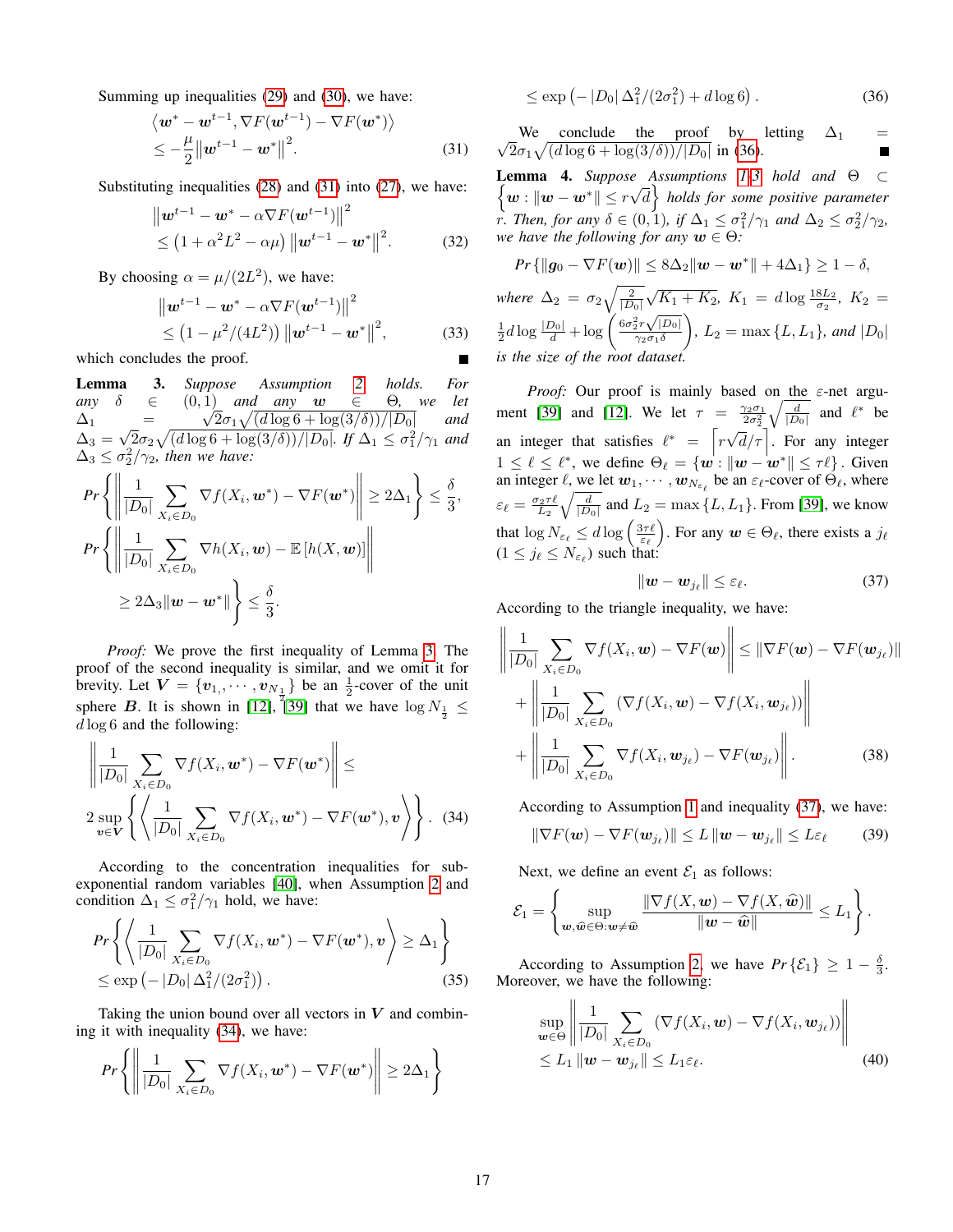Summing up inequalities (29) and (30), we have:

$$\left\langle \boldsymbol{w}^* - \boldsymbol{w}^{t-1}, \nabla F(\boldsymbol{w}^{t-1}) - \nabla F(\boldsymbol{w}^*) \right\rangle \leq -\frac{\mu}{2}\left\|\boldsymbol{w}^{t-1} - \boldsymbol{w}^*\right\|^2. \tag{31}$$

Substituting inequalities (28) and (31) into (27), we have:

$$\left\|\boldsymbol{w}^{t-1} - \boldsymbol{w}^* - \alpha \nabla F(\boldsymbol{w}^{t-1})\right\|^2 \leq \left(1 + \alpha^2 L^2 - \alpha\mu\right)\left\|\boldsymbol{w}^{t-1} - \boldsymbol{w}^*\right\|^2. \tag{32}$$

By choosing $\alpha = \mu/(2L^2)$, we have:

$$\left\|\boldsymbol{w}^{t-1} - \boldsymbol{w}^* - \alpha \nabla F(\boldsymbol{w}^{t-1})\right\|^2 \leq \left(1 - \mu^2/(4L^2)\right)\left\|\boldsymbol{w}^{t-1} - \boldsymbol{w}^*\right\|^2, \tag{33}$$

which concludes the proof. ∎

**Lemma 3.** *Suppose Assumption 2 holds. For any $\delta \in (0,1)$ and any $\boldsymbol{w} \in \Theta$, we let $\Delta_1 = \sqrt{2}\sigma_1\sqrt{(d\log 6 + \log(3/\delta))/|D_0|}$ and $\Delta_3 = \sqrt{2}\sigma_2\sqrt{(d\log 6 + \log(3/\delta))/|D_0|}$. If $\Delta_1 \leq \sigma_1^2/\gamma_1$ and $\Delta_3 \leq \sigma_2^2/\gamma_2$, then we have:*

$$Pr\left\{\left\|\frac{1}{|D_0|}\sum_{X_i \in D_0}\nabla f(X_i, \boldsymbol{w}^*) - \nabla F(\boldsymbol{w}^*)\right\| \geq 2\Delta_1\right\} \leq \frac{\delta}{3},$$

$$Pr\left\{\left\|\frac{1}{|D_0|}\sum_{X_i \in D_0}\nabla h(X_i, \boldsymbol{w}) - \mathbb{E}\left[h(X, \boldsymbol{w})\right]\right\| \geq 2\Delta_3\|\boldsymbol{w} - \boldsymbol{w}^*\|\right\} \leq \frac{\delta}{3}.$$

*Proof:* We prove the first inequality of Lemma 3. The proof of the second inequality is similar, and we omit it for brevity. Let $\boldsymbol{V} = \{\boldsymbol{v}_1, \cdots, \boldsymbol{v}_{N_{\frac{1}{2}}}\}$ be an $\frac{1}{2}$-cover of the unit sphere $\boldsymbol{B}$. It is shown in [12], [39] that we have $\log N_{\frac{1}{2}} \leq d\log 6$ and the following:

$$\left\|\frac{1}{|D_0|}\sum_{X_i \in D_0}\nabla f(X_i, \boldsymbol{w}^*) - \nabla F(\boldsymbol{w}^*)\right\| \leq 2\sup_{\boldsymbol{v}\in \boldsymbol{V}}\left\{\left\langle \frac{1}{|D_0|}\sum_{X_i \in D_0}\nabla f(X_i, \boldsymbol{w}^*) - \nabla F(\boldsymbol{w}^*), \boldsymbol{v}\right\rangle\right\}. \tag{34}$$

According to the concentration inequalities for sub-exponential random variables [40], when Assumption 2 and condition $\Delta_1 \leq \sigma_1^2/\gamma_1$ hold, we have:

$$Pr\left\{\left\langle \frac{1}{|D_0|}\sum_{X_i \in D_0}\nabla f(X_i, \boldsymbol{w}^*) - \nabla F(\boldsymbol{w}^*), \boldsymbol{v}\right\rangle \geq \Delta_1\right\} \leq \exp\left(-\left|D_0\right|\Delta_1^2/(2\sigma_1^2)\right). \tag{35}$$

Taking the union bound over all vectors in $\boldsymbol{V}$ and combining it with inequality (34), we have:

$$Pr\left\{\left\|\frac{1}{|D_0|}\sum_{X_i \in D_0}\nabla f(X_i, \boldsymbol{w}^*) - \nabla F(\boldsymbol{w}^*)\right\| \geq 2\Delta_1\right\} \leq \exp\left(-\left|D_0\right|\Delta_1^2/(2\sigma_1^2) + d\log 6\right). \tag{36}$$

We conclude the proof by letting $\Delta_1 = \sqrt{2}\sigma_1\sqrt{(d\log 6 + \log(3/\delta))/|D_0|}$ in (36). ∎

**Lemma 4.** *Suppose Assumptions 1-3 hold and $\Theta \subset \left\{\boldsymbol{w} : \|\boldsymbol{w} - \boldsymbol{w}^*\| \leq r\sqrt{d}\right\}$ holds for some positive parameter $r$. Then, for any $\delta \in (0,1)$, if $\Delta_1 \leq \sigma_1^2/\gamma_1$ and $\Delta_2 \leq \sigma_2^2/\gamma_2$, we have the following for any $\boldsymbol{w} \in \Theta$:*

$$Pr\left\{\|\boldsymbol{g}_0 - \nabla F(\boldsymbol{w})\| \leq 8\Delta_2\|\boldsymbol{w} - \boldsymbol{w}^*\| + 4\Delta_1\right\} \geq 1 - \delta,$$

*where $\Delta_2 = \sigma_2\sqrt{\frac{2}{|D_0|}}\sqrt{K_1 + K_2}$, $K_1 = d\log\frac{18L_2}{\sigma_2}$, $K_2 = \frac{1}{2}d\log\frac{|D_0|}{d} + \log\left(\frac{6\sigma_2^2 r\sqrt{|D_0|}}{\gamma_2\sigma_1\delta}\right)$, $L_2 = \max\{L, L_1\}$, and $|D_0|$ is the size of the root dataset.*

*Proof:* Our proof is mainly based on the $\varepsilon$-net argument [39] and [12]. We let $\tau = \frac{\gamma_2\sigma_1}{2\sigma_2^2}\sqrt{\frac{d}{|D_0|}}$ and $\ell^*$ be an integer that satisfies $\ell^* = \left\lceil r\sqrt{d}/\tau\right\rceil$. For any integer $1 \leq \ell \leq \ell^*$, we define $\Theta_\ell = \{\boldsymbol{w} : \|\boldsymbol{w} - \boldsymbol{w}^*\| \leq \tau\ell\}$. Given an integer $\ell$, we let $\boldsymbol{w}_1, \cdots, \boldsymbol{w}_{N_{\varepsilon_\ell}}$ be an $\varepsilon_\ell$-cover of $\Theta_\ell$, where $\varepsilon_\ell = \frac{\sigma_2\tau\ell}{L_2}\sqrt{\frac{d}{|D_0|}}$ and $L_2 = \max\{L, L_1\}$. From [39], we know that $\log N_{\varepsilon_\ell} \leq d\log\left(\frac{3\tau\ell}{\varepsilon_\ell}\right)$. For any $\boldsymbol{w} \in \Theta_\ell$, there exists a $j_\ell$ $(1 \leq j_\ell \leq N_{\varepsilon_\ell})$ such that:

$$\|\boldsymbol{w} - \boldsymbol{w}_{j_\ell}\| \leq \varepsilon_\ell. \tag{37}$$

According to the triangle inequality, we have:

$$\begin{aligned}
&\left\|\frac{1}{|D_0|}\sum_{X_i \in D_0}\nabla f(X_i, \boldsymbol{w}) - \nabla F(\boldsymbol{w})\right\| \leq \|\nabla F(\boldsymbol{w}) - \nabla F(\boldsymbol{w}_{j_\ell})\| \\
&+ \left\|\frac{1}{|D_0|}\sum_{X_i \in D_0}\left(\nabla f(X_i, \boldsymbol{w}) - \nabla f(X_i, \boldsymbol{w}_{j_\ell})\right)\right\| \\
&+ \left\|\frac{1}{|D_0|}\sum_{X_i \in D_0}\nabla f(X_i, \boldsymbol{w}_{j_\ell}) - \nabla F(\boldsymbol{w}_{j_\ell})\right\|.
\end{aligned} \tag{38}$$

According to Assumption 1 and inequality (37), we have:

$$\|\nabla F(\boldsymbol{w}) - \nabla F(\boldsymbol{w}_{j_\ell})\| \leq L\|\boldsymbol{w} - \boldsymbol{w}_{j_\ell}\| \leq L\varepsilon_\ell \tag{39}$$

Next, we define an event $\mathcal{E}_1$ as follows:

$$\mathcal{E}_1 = \left\{\sup_{\boldsymbol{w}, \widehat{\boldsymbol{w}} \in \Theta : \boldsymbol{w} \neq \widehat{\boldsymbol{w}}}\frac{\|\nabla f(X, \boldsymbol{w}) - \nabla f(X, \widehat{\boldsymbol{w}})\|}{\|\boldsymbol{w} - \widehat{\boldsymbol{w}}\|} \leq L_1\right\}.$$

According to Assumption 2, we have $Pr\{\mathcal{E}_1\} \geq 1 - \frac{\delta}{3}$. Moreover, we have the following:

$$\sup_{\boldsymbol{w}\in\Theta}\left\|\frac{1}{|D_0|}\sum_{X_i \in D_0}\left(\nabla f(X_i, \boldsymbol{w}) - \nabla f(X_i, \boldsymbol{w}_{j_\ell})\right)\right\| \leq L_1\|\boldsymbol{w} - \boldsymbol{w}_{j_\ell}\| \leq L_1\varepsilon_\ell. \tag{40}$$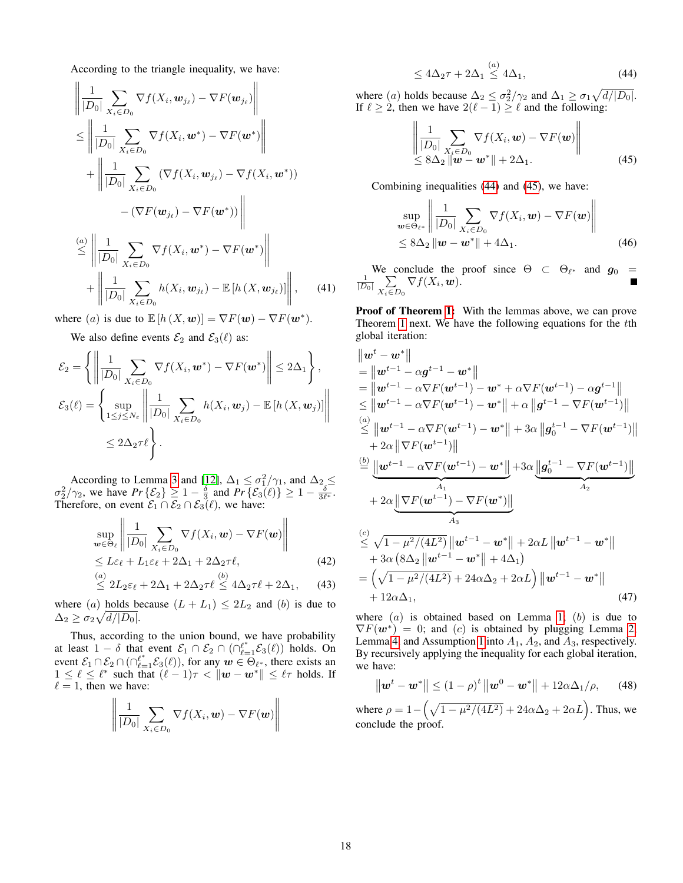According to the triangle inequality, we have:

$$
\begin{aligned}
&\left\| \frac{1}{|D_0|} \sum_{X_i \in D_0} \nabla f(X_i, \boldsymbol{w}_{j_\ell}) - \nabla F(\boldsymbol{w}_{j_\ell}) \right\| \\
&\leq \left\| \frac{1}{|D_0|} \sum_{X_i \in D_0} \nabla f(X_i, \boldsymbol{w}^*) - \nabla F(\boldsymbol{w}^*) \right\| \\
&\quad + \left\| \frac{1}{|D_0|} \sum_{X_i \in D_0} \left( \nabla f(X_i, \boldsymbol{w}_{j_\ell}) - \nabla f(X_i, \boldsymbol{w}^*) \right) \right. \\
&\qquad \left. - \left( \nabla F(\boldsymbol{w}_{j_\ell}) - \nabla F(\boldsymbol{w}^*) \right) \right\| \\
&\overset{(a)}{\leq} \left\| \frac{1}{|D_0|} \sum_{X_i \in D_0} \nabla f(X_i, \boldsymbol{w}^*) - \nabla F(\boldsymbol{w}^*) \right\| \\
&\quad + \left\| \frac{1}{|D_0|} \sum_{X_i \in D_0} h(X_i, \boldsymbol{w}_{j_\ell}) - \mathbb{E}\left[ h\left( X, \boldsymbol{w}_{j_\ell} \right) \right] \right\|, \quad (41)
\end{aligned}
$$

where $(a)$ is due to $\mathbb{E}\left[h\left(X, \boldsymbol{w}\right)\right] = \nabla F(\boldsymbol{w}) - \nabla F(\boldsymbol{w}^*)$.

We also define events $\mathcal{E}_2$ and $\mathcal{E}_3(\ell)$ as:

$$
\mathcal{E}_2 = \left\{ \left\| \frac{1}{|D_0|} \sum_{X_i \in D_0} \nabla f(X_i, \boldsymbol{w}^*) - \nabla F(\boldsymbol{w}^*) \right\| \leq 2\Delta_1 \right\},
$$

$$
\mathcal{E}_3(\ell) = \left\{ \sup_{1 \leq j \leq N_\varepsilon} \left\| \frac{1}{|D_0|} \sum_{X_i \in D_0} h(X_i, \boldsymbol{w}_j) - \mathbb{E}\left[ h\left( X, \boldsymbol{w}_j \right) \right] \right\| \leq 2\Delta_2 \tau \ell \right\}.
$$

According to Lemma 3 and [12], $\Delta_1 \leq \sigma_1^2/\gamma_1$, and $\Delta_2 \leq \sigma_2^2/\gamma_2$, we have $Pr\{\mathcal{E}_2\} \geq 1 - \frac{\delta}{3}$ and $Pr\{\mathcal{E}_3(\ell)\} \geq 1 - \frac{\delta}{3\ell^*}$. Therefore, on event $\mathcal{E}_1 \cap \mathcal{E}_2 \cap \mathcal{E}_3(\ell)$, we have:

$$
\begin{aligned}
&\sup_{\boldsymbol{w} \in \Theta_\ell} \left\| \frac{1}{|D_0|} \sum_{X_i \in D_0} \nabla f(X_i, \boldsymbol{w}) - \nabla F(\boldsymbol{w}) \right\| \\
&\leq L\varepsilon_\ell + L_1 \varepsilon_\ell + 2\Delta_1 + 2\Delta_2 \tau \ell, \quad (42) \\
&\overset{(a)}{\leq} 2L_2 \varepsilon_\ell + 2\Delta_1 + 2\Delta_2 \tau \ell \overset{(b)}{\leq} 4\Delta_2 \tau \ell + 2\Delta_1, \quad (43)
\end{aligned}
$$

where $(a)$ holds because $(L + L_1) \leq 2L_2$ and $(b)$ is due to $\Delta_2 \geq \sigma_2 \sqrt{d/|D_0|}$.

Thus, according to the union bound, we have probability at least $1 - \delta$ that event $\mathcal{E}_1 \cap \mathcal{E}_2 \cap (\cap_{\ell=1}^{\ell^*} \mathcal{E}_3(\ell))$ holds. On event $\mathcal{E}_1 \cap \mathcal{E}_2 \cap (\cap_{\ell=1}^{\ell^*} \mathcal{E}_3(\ell))$, for any $\boldsymbol{w} \in \Theta_{\ell^*}$, there exists an $1 \leq \ell \leq \ell^*$ such that $(\ell - 1)\tau < \|\boldsymbol{w} - \boldsymbol{w}^*\| \leq \ell\tau$ holds. If $\ell = 1$, then we have:

$$
\begin{aligned}
&\left\| \frac{1}{|D_0|} \sum_{X_i \in D_0} \nabla f(X_i, \boldsymbol{w}) - \nabla F(\boldsymbol{w}) \right\| \\
&\leq 4\Delta_2 \tau + 2\Delta_1 \overset{(a)}{\leq} 4\Delta_1, \quad (44)
\end{aligned}
$$

where $(a)$ holds because $\Delta_2 \leq \sigma_2^2/\gamma_2$ and $\Delta_1 \geq \sigma_1 \sqrt{d/|D_0|}$. If $\ell \geq 2$, then we have $2(\ell - 1) \geq \ell$ and the following:

$$
\begin{aligned}
&\left\| \frac{1}{|D_0|} \sum_{X_i \in D_0} \nabla f(X_i, \boldsymbol{w}) - \nabla F(\boldsymbol{w}) \right\| \\
&\leq 8\Delta_2 \|\boldsymbol{w} - \boldsymbol{w}^*\| + 2\Delta_1. \quad (45)
\end{aligned}
$$

Combining inequalities (44) and (45), we have:

$$
\begin{aligned}
&\sup_{\boldsymbol{w} \in \Theta_{\ell^*}} \left\| \frac{1}{|D_0|} \sum_{X_i \in D_0} \nabla f(X_i, \boldsymbol{w}) - \nabla F(\boldsymbol{w}) \right\| \\
&\leq 8\Delta_2 \|\boldsymbol{w} - \boldsymbol{w}^*\| + 4\Delta_1. \quad (46)
\end{aligned}
$$

We conclude the proof since $\Theta \subset \Theta_{\ell^*}$ and $\boldsymbol{g}_0 = \frac{1}{|D_0|} \sum_{X_i \in D_0} \nabla f(X_i, \boldsymbol{w})$. ■

**Proof of Theorem 1:** With the lemmas above, we can prove Theorem 1 next. We have the following equations for the $t$th global iteration:

$$
\begin{aligned}
&\|\boldsymbol{w}^t - \boldsymbol{w}^*\| \\
&= \|\boldsymbol{w}^{t-1} - \alpha \boldsymbol{g}^{t-1} - \boldsymbol{w}^*\| \\
&= \|\boldsymbol{w}^{t-1} - \alpha \nabla F(\boldsymbol{w}^{t-1}) - \boldsymbol{w}^* + \alpha \nabla F(\boldsymbol{w}^{t-1}) - \alpha \boldsymbol{g}^{t-1}\| \\
&\leq \|\boldsymbol{w}^{t-1} - \alpha \nabla F(\boldsymbol{w}^{t-1}) - \boldsymbol{w}^*\| + \alpha \|\boldsymbol{g}^{t-1} - \nabla F(\boldsymbol{w}^{t-1})\| \\
&\overset{(a)}{\leq} \|\boldsymbol{w}^{t-1} - \alpha \nabla F(\boldsymbol{w}^{t-1}) - \boldsymbol{w}^*\| + 3\alpha \|\boldsymbol{g}_0^{t-1} - \nabla F(\boldsymbol{w}^{t-1})\| \\
&\quad + 2\alpha \|\nabla F(\boldsymbol{w}^{t-1})\| \\
&\overset{(b)}{=} \underbrace{\|\boldsymbol{w}^{t-1} - \alpha \nabla F(\boldsymbol{w}^{t-1}) - \boldsymbol{w}^*\|}_{A_1} + 3\alpha \underbrace{\|\boldsymbol{g}_0^{t-1} - \nabla F(\boldsymbol{w}^{t-1})\|}_{A_2} \\
&\quad + 2\alpha \underbrace{\|\nabla F(\boldsymbol{w}^{t-1}) - \nabla F(\boldsymbol{w}^*)\|}_{A_3} \\
&\overset{(c)}{\leq} \sqrt{1 - \mu^2/(4L^2)} \|\boldsymbol{w}^{t-1} - \boldsymbol{w}^*\| + 2\alpha L \|\boldsymbol{w}^{t-1} - \boldsymbol{w}^*\| \\
&\quad + 3\alpha \left( 8\Delta_2 \|\boldsymbol{w}^{t-1} - \boldsymbol{w}^*\| + 4\Delta_1 \right) \\
&= \left( \sqrt{1 - \mu^2/(4L^2)} + 24\alpha\Delta_2 + 2\alpha L \right) \|\boldsymbol{w}^{t-1} - \boldsymbol{w}^*\| \\
&\quad + 12\alpha\Delta_1, \quad (47)
\end{aligned}
$$

where $(a)$ is obtained based on Lemma 1; $(b)$ is due to $\nabla F(\boldsymbol{w}^*) = 0$; and $(c)$ is obtained by plugging Lemma 2, Lemma 4, and Assumption 1 into $A_1$, $A_2$, and $A_3$, respectively. By recursively applying the inequality for each global iteration, we have:

$$
\|\boldsymbol{w}^t - \boldsymbol{w}^*\| \leq (1 - \rho)^t \|\boldsymbol{w}^0 - \boldsymbol{w}^*\| + 12\alpha\Delta_1/\rho, \quad (48)
$$

where $\rho = 1 - \left( \sqrt{1 - \mu^2/(4L^2)} + 24\alpha\Delta_2 + 2\alpha L \right)$. Thus, we conclude the proof.